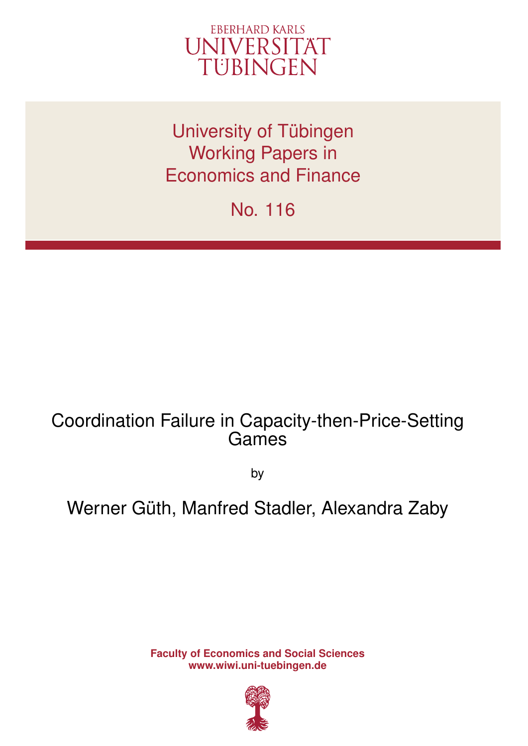EBERHARD KARLS
UNIVERSITÄT
TÜBINGEN

University of Tübingen
Working Papers in
Economics and Finance

No. 116

# Coordination Failure in Capacity-then-Price-Setting Games

by

Werner Güth, Manfred Stadler, Alexandra Zaby

**Faculty of Economics and Social Sciences**
**www.wiwi.uni-tuebingen.de**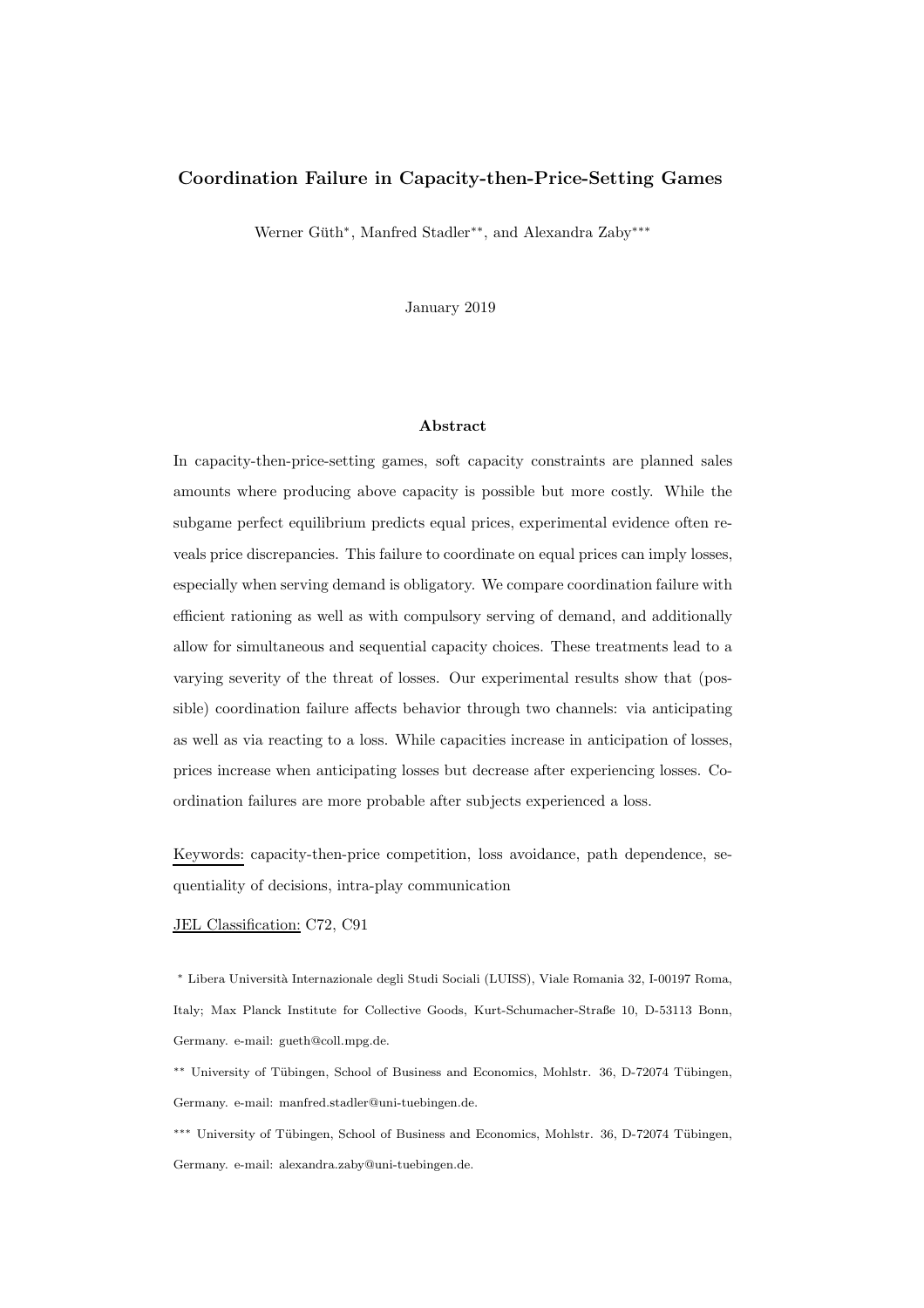# Coordination Failure in Capacity-then-Price-Setting Games

Werner Güth*, Manfred Stadler**, and Alexandra Zaby***

January 2019

## Abstract

In capacity-then-price-setting games, soft capacity constraints are planned sales amounts where producing above capacity is possible but more costly. While the subgame perfect equilibrium predicts equal prices, experimental evidence often reveals price discrepancies. This failure to coordinate on equal prices can imply losses, especially when serving demand is obligatory. We compare coordination failure with efficient rationing as well as with compulsory serving of demand, and additionally allow for simultaneous and sequential capacity choices. These treatments lead to a varying severity of the threat of losses. Our experimental results show that (possible) coordination failure affects behavior through two channels: via anticipating as well as via reacting to a loss. While capacities increase in anticipation of losses, prices increase when anticipating losses but decrease after experiencing losses. Coordination failures are more probable after subjects experienced a loss.

Keywords: capacity-then-price competition, loss avoidance, path dependence, sequentiality of decisions, intra-play communication

JEL Classification: C72, C91

* Libera Università Internazionale degli Studi Sociali (LUISS), Viale Romania 32, I-00197 Roma, Italy; Max Planck Institute for Collective Goods, Kurt-Schumacher-Straße 10, D-53113 Bonn, Germany. e-mail: gueth@coll.mpg.de.

** University of Tübingen, School of Business and Economics, Mohlstr. 36, D-72074 Tübingen, Germany. e-mail: manfred.stadler@uni-tuebingen.de.

*** University of Tübingen, School of Business and Economics, Mohlstr. 36, D-72074 Tübingen, Germany. e-mail: alexandra.zaby@uni-tuebingen.de.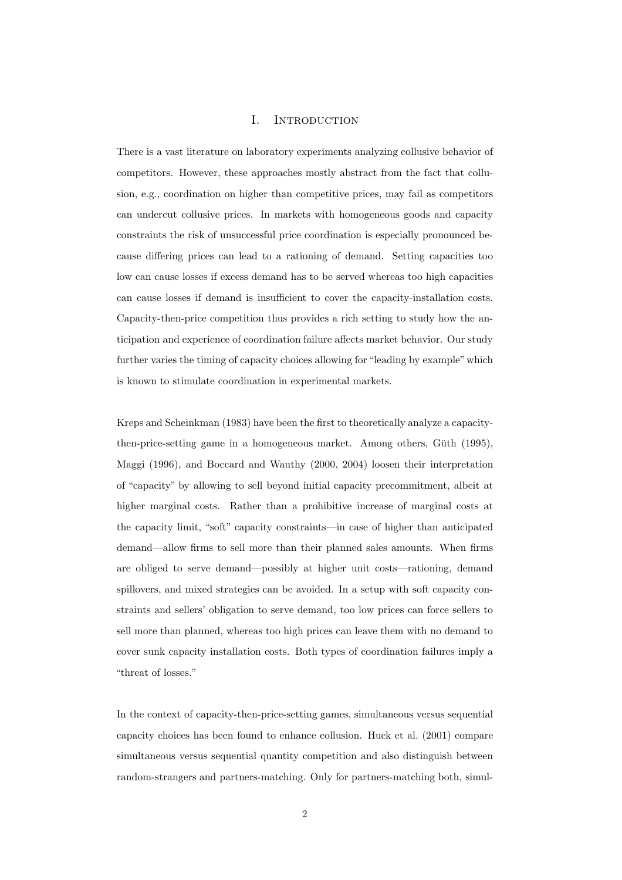# I. Introduction

There is a vast literature on laboratory experiments analyzing collusive behavior of competitors. However, these approaches mostly abstract from the fact that collusion, e.g., coordination on higher than competitive prices, may fail as competitors can undercut collusive prices. In markets with homogeneous goods and capacity constraints the risk of unsuccessful price coordination is especially pronounced because differing prices can lead to a rationing of demand. Setting capacities too low can cause losses if excess demand has to be served whereas too high capacities can cause losses if demand is insufficient to cover the capacity-installation costs. Capacity-then-price competition thus provides a rich setting to study how the anticipation and experience of coordination failure affects market behavior. Our study further varies the timing of capacity choices allowing for "leading by example" which is known to stimulate coordination in experimental markets.

Kreps and Scheinkman (1983) have been the first to theoretically analyze a capacity-then-price-setting game in a homogeneous market. Among others, Güth (1995), Maggi (1996), and Boccard and Wauthy (2000, 2004) loosen their interpretation of "capacity" by allowing to sell beyond initial capacity precommitment, albeit at higher marginal costs. Rather than a prohibitive increase of marginal costs at the capacity limit, "soft" capacity constraints—in case of higher than anticipated demand—allow firms to sell more than their planned sales amounts. When firms are obliged to serve demand—possibly at higher unit costs—rationing, demand spillovers, and mixed strategies can be avoided. In a setup with soft capacity constraints and sellers' obligation to serve demand, too low prices can force sellers to sell more than planned, whereas too high prices can leave them with no demand to cover sunk capacity installation costs. Both types of coordination failures imply a "threat of losses."

In the context of capacity-then-price-setting games, simultaneous versus sequential capacity choices has been found to enhance collusion. Huck et al. (2001) compare simultaneous versus sequential quantity competition and also distinguish between random-strangers and partners-matching. Only for partners-matching both, simul-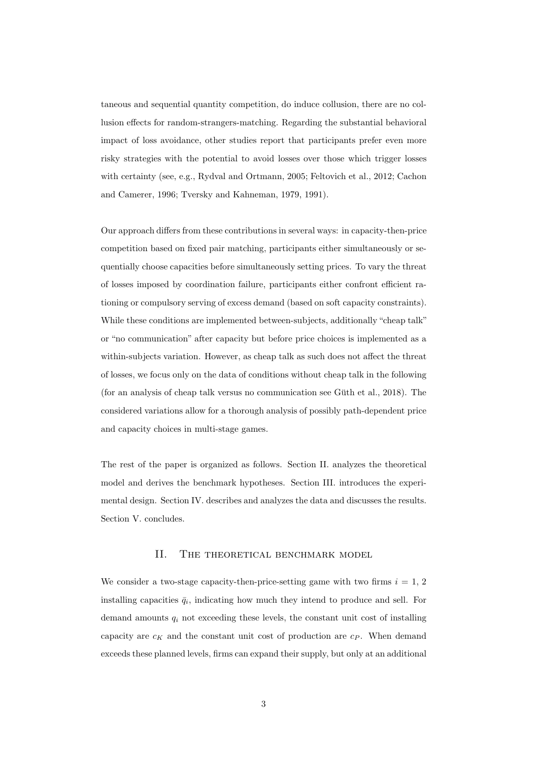taneous and sequential quantity competition, do induce collusion, there are no collusion effects for random-strangers-matching. Regarding the substantial behavioral impact of loss avoidance, other studies report that participants prefer even more risky strategies with the potential to avoid losses over those which trigger losses with certainty (see, e.g., Rydval and Ortmann, 2005; Feltovich et al., 2012; Cachon and Camerer, 1996; Tversky and Kahneman, 1979, 1991).

Our approach differs from these contributions in several ways: in capacity-then-price competition based on fixed pair matching, participants either simultaneously or sequentially choose capacities before simultaneously setting prices. To vary the threat of losses imposed by coordination failure, participants either confront efficient rationing or compulsory serving of excess demand (based on soft capacity constraints). While these conditions are implemented between-subjects, additionally "cheap talk" or "no communication" after capacity but before price choices is implemented as a within-subjects variation. However, as cheap talk as such does not affect the threat of losses, we focus only on the data of conditions without cheap talk in the following (for an analysis of cheap talk versus no communication see Güth et al., 2018). The considered variations allow for a thorough analysis of possibly path-dependent price and capacity choices in multi-stage games.

The rest of the paper is organized as follows. Section II. analyzes the theoretical model and derives the benchmark hypotheses. Section III. introduces the experimental design. Section IV. describes and analyzes the data and discusses the results. Section V. concludes.

## II. The theoretical benchmark model

We consider a two-stage capacity-then-price-setting game with two firms $i = 1, 2$ installing capacities $\bar{q}_i$, indicating how much they intend to produce and sell. For demand amounts $q_i$ not exceeding these levels, the constant unit cost of installing capacity are $c_K$ and the constant unit cost of production are $c_P$. When demand exceeds these planned levels, firms can expand their supply, but only at an additional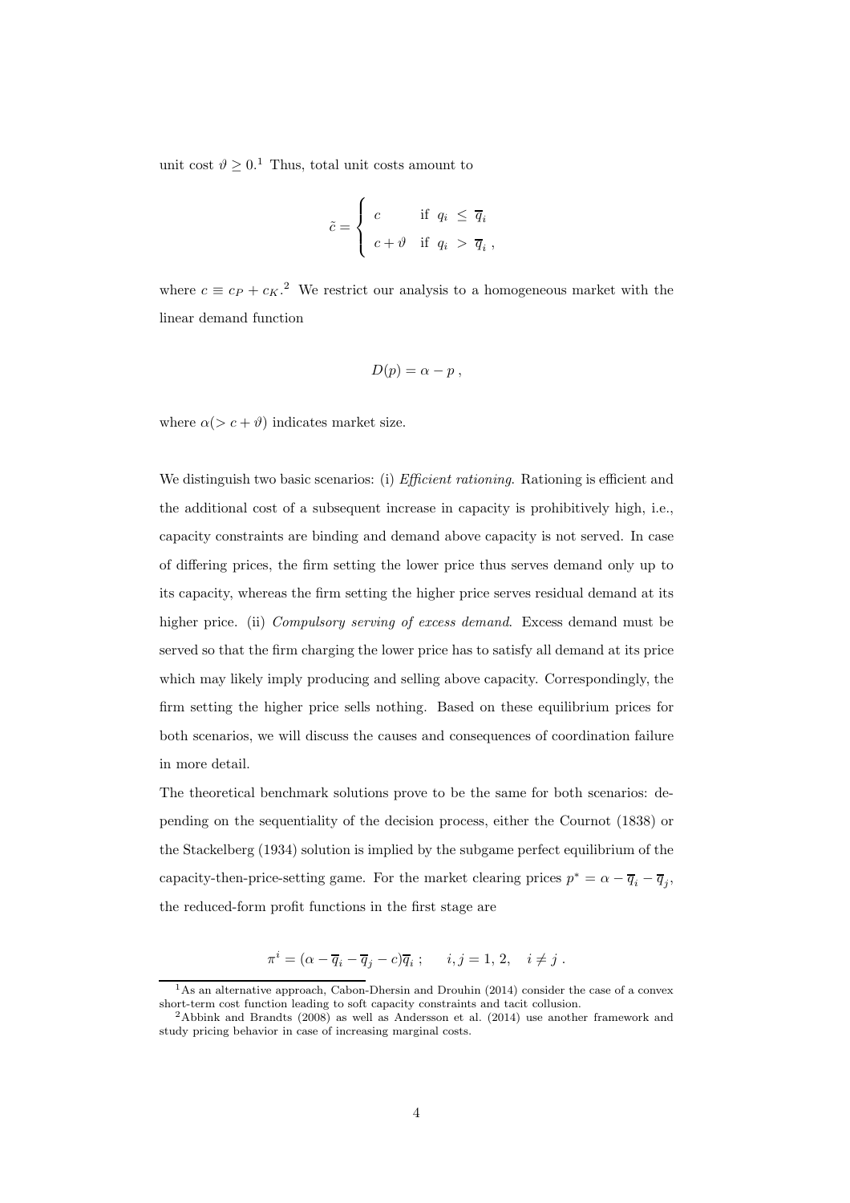unit cost $\vartheta \geq 0$.[1] Thus, total unit costs amount to

$$\tilde{c} = \begin{cases} c & \text{if } q_i \leq \overline{q}_i \\ c + \vartheta & \text{if } q_i > \overline{q}_i \end{cases},$$

where $c \equiv c_P + c_K$.[2] We restrict our analysis to a homogeneous market with the linear demand function

$$D(p) = \alpha - p ,$$

where $\alpha(> c + \vartheta)$ indicates market size.

We distinguish two basic scenarios: (i) *Efficient rationing*. Rationing is efficient and the additional cost of a subsequent increase in capacity is prohibitively high, i.e., capacity constraints are binding and demand above capacity is not served. In case of differing prices, the firm setting the lower price thus serves demand only up to its capacity, whereas the firm setting the higher price serves residual demand at its higher price. (ii) *Compulsory serving of excess demand*. Excess demand must be served so that the firm charging the lower price has to satisfy all demand at its price which may likely imply producing and selling above capacity. Correspondingly, the firm setting the higher price sells nothing. Based on these equilibrium prices for both scenarios, we will discuss the causes and consequences of coordination failure in more detail.

The theoretical benchmark solutions prove to be the same for both scenarios: depending on the sequentiality of the decision process, either the Cournot (1838) or the Stackelberg (1934) solution is implied by the subgame perfect equilibrium of the capacity-then-price-setting game. For the market clearing prices $p^* = \alpha - \overline{q}_i - \overline{q}_j$, the reduced-form profit functions in the first stage are

$$\pi^i = (\alpha - \overline{q}_i - \overline{q}_j - c)\overline{q}_i ; \quad i, j = 1, 2, \quad i \neq j .$$

[1] As an alternative approach, Cabon-Dhersin and Drouhin (2014) consider the case of a convex short-term cost function leading to soft capacity constraints and tacit collusion.

[2] Abbink and Brandts (2008) as well as Andersson et al. (2014) use another framework and study pricing behavior in case of increasing marginal costs.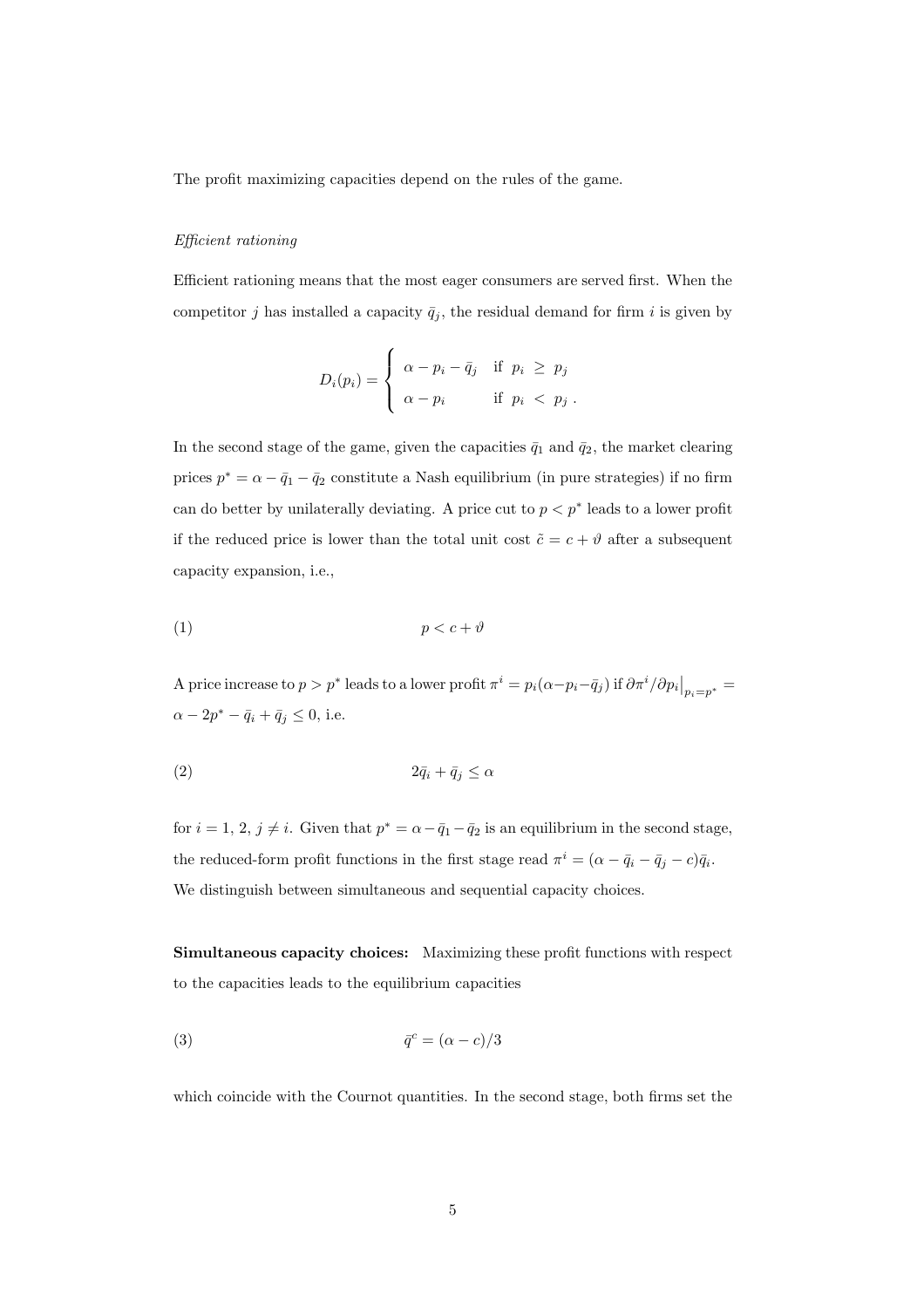The profit maximizing capacities depend on the rules of the game.

*Efficient rationing*

Efficient rationing means that the most eager consumers are served first. When the competitor $j$ has installed a capacity $\bar{q}_j$, the residual demand for firm $i$ is given by

$$D_i(p_i) = \begin{cases} \alpha - p_i - \bar{q}_j & \text{if } \; p_i \; \geq \; p_j \\ \alpha - p_i & \text{if } \; p_i \; < \; p_j \; . \end{cases}$$

In the second stage of the game, given the capacities $\bar{q}_1$ and $\bar{q}_2$, the market clearing prices $p^* = \alpha - \bar{q}_1 - \bar{q}_2$ constitute a Nash equilibrium (in pure strategies) if no firm can do better by unilaterally deviating. A price cut to $p < p^*$ leads to a lower profit if the reduced price is lower than the total unit cost $\tilde{c} = c + \vartheta$ after a subsequent capacity expansion, i.e.,

$$p < c + \vartheta \tag{1}$$

A price increase to $p > p^*$ leads to a lower profit $\pi^i = p_i(\alpha - p_i - \bar{q}_j)$ if $\partial \pi^i / \partial p_i \big|_{p_i = p^*} = \alpha - 2p^* - \bar{q}_i + \bar{q}_j \leq 0$, i.e.

$$2\bar{q}_i + \bar{q}_j \leq \alpha \tag{2}$$

for $i = 1, 2, j \neq i$. Given that $p^* = \alpha - \bar{q}_1 - \bar{q}_2$ is an equilibrium in the second stage, the reduced-form profit functions in the first stage read $\pi^i = (\alpha - \bar{q}_i - \bar{q}_j - c)\bar{q}_i$. We distinguish between simultaneous and sequential capacity choices.

**Simultaneous capacity choices:** Maximizing these profit functions with respect to the capacities leads to the equilibrium capacities

$$\bar{q}^c = (\alpha - c)/3 \tag{3}$$

which coincide with the Cournot quantities. In the second stage, both firms set the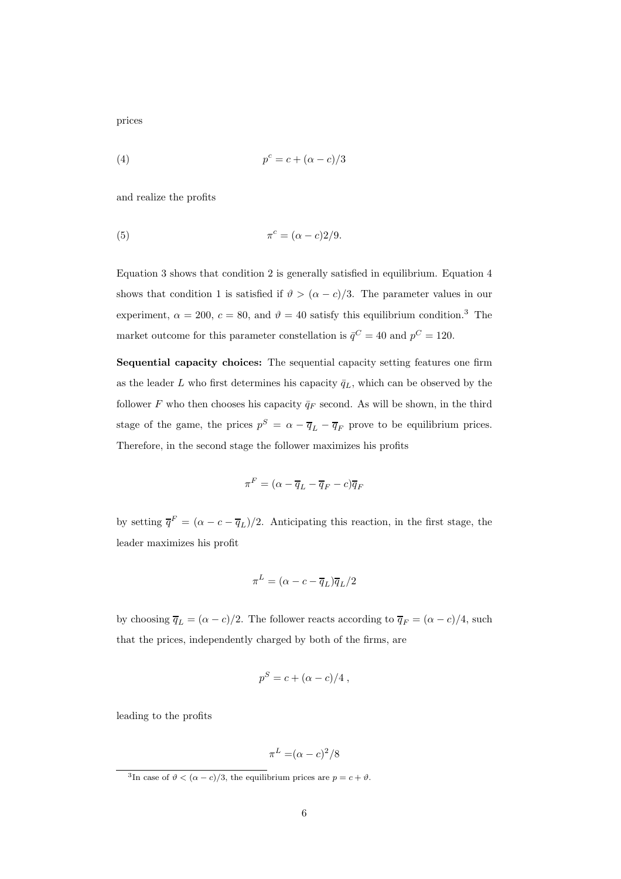prices

$$p^c = c + (\alpha - c)/3 \tag{4}$$

and realize the profits

$$\pi^c = (\alpha - c)2/9. \tag{5}$$

Equation 3 shows that condition 2 is generally satisfied in equilibrium. Equation 4 shows that condition 1 is satisfied if $\vartheta > (\alpha - c)/3$. The parameter values in our experiment, $\alpha = 200$, $c = 80$, and $\vartheta = 40$ satisfy this equilibrium condition.[3] The market outcome for this parameter constellation is $\bar{q}^C = 40$ and $p^C = 120$.

**Sequential capacity choices:** The sequential capacity setting features one firm as the leader $L$ who first determines his capacity $\bar{q}_L$, which can be observed by the follower $F$ who then chooses his capacity $\bar{q}_F$ second. As will be shown, in the third stage of the game, the prices $p^S = \alpha - \overline{q}_L - \overline{q}_F$ prove to be equilibrium prices. Therefore, in the second stage the follower maximizes his profits

$$\pi^F = (\alpha - \overline{q}_L - \overline{q}_F - c)\overline{q}_F$$

by setting $\overline{q}^F = (\alpha - c - \overline{q}_L)/2$. Anticipating this reaction, in the first stage, the leader maximizes his profit

$$\pi^L = (\alpha - c - \overline{q}_L)\overline{q}_L/2$$

by choosing $\overline{q}_L = (\alpha - c)/2$. The follower reacts according to $\overline{q}_F = (\alpha - c)/4$, such that the prices, independently charged by both of the firms, are

$$p^S = c + (\alpha - c)/4\,,$$

leading to the profits

$$\pi^L = (\alpha - c)^2/8$$

[3] In case of $\vartheta < (\alpha - c)/3$, the equilibrium prices are $p = c + \vartheta$.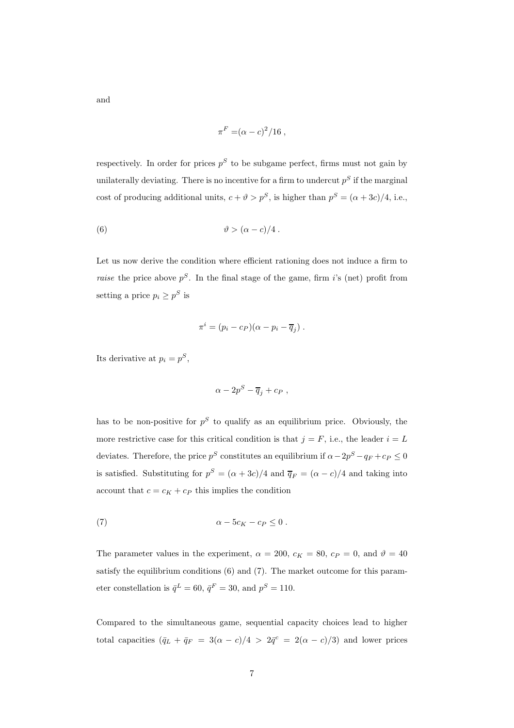and

$$\pi^F = (\alpha - c)^2/16 \,,$$

respectively. In order for prices $p^S$ to be subgame perfect, firms must not gain by unilaterally deviating. There is no incentive for a firm to undercut $p^S$ if the marginal cost of producing additional units, $c + \vartheta > p^S$, is higher than $p^S = (\alpha + 3c)/4$, i.e.,

$$\vartheta > (\alpha - c)/4 \,. \tag{6}$$

Let us now derive the condition where efficient rationing does not induce a firm to *raise* the price above $p^S$. In the final stage of the game, firm $i$'s (net) profit from setting a price $p_i \geq p^S$ is

$$\pi^i = (p_i - c_P)(\alpha - p_i - \overline{q}_j) \,.$$

Its derivative at $p_i = p^S$,

$$\alpha - 2p^S - \overline{q}_j + c_P \,,$$

has to be non-positive for $p^S$ to qualify as an equilibrium price. Obviously, the more restrictive case for this critical condition is that $j = F$, i.e., the leader $i = L$ deviates. Therefore, the price $p^S$ constitutes an equilibrium if $\alpha - 2p^S - q_F + c_P \leq 0$ is satisfied. Substituting for $p^S = (\alpha + 3c)/4$ and $\overline{q}_F = (\alpha - c)/4$ and taking into account that $c = c_K + c_P$ this implies the condition

$$\alpha - 5c_K - c_P \leq 0 \,. \tag{7}$$

The parameter values in the experiment, $\alpha = 200$, $c_K = 80$, $c_P = 0$, and $\vartheta = 40$ satisfy the equilibrium conditions (6) and (7). The market outcome for this parameter constellation is $\bar{q}^L = 60$, $\bar{q}^F = 30$, and $p^S = 110$.

Compared to the simultaneous game, sequential capacity choices lead to higher total capacities ($\bar{q}_L + \bar{q}_F = 3(\alpha - c)/4 > 2\bar{q}^c = 2(\alpha - c)/3$) and lower prices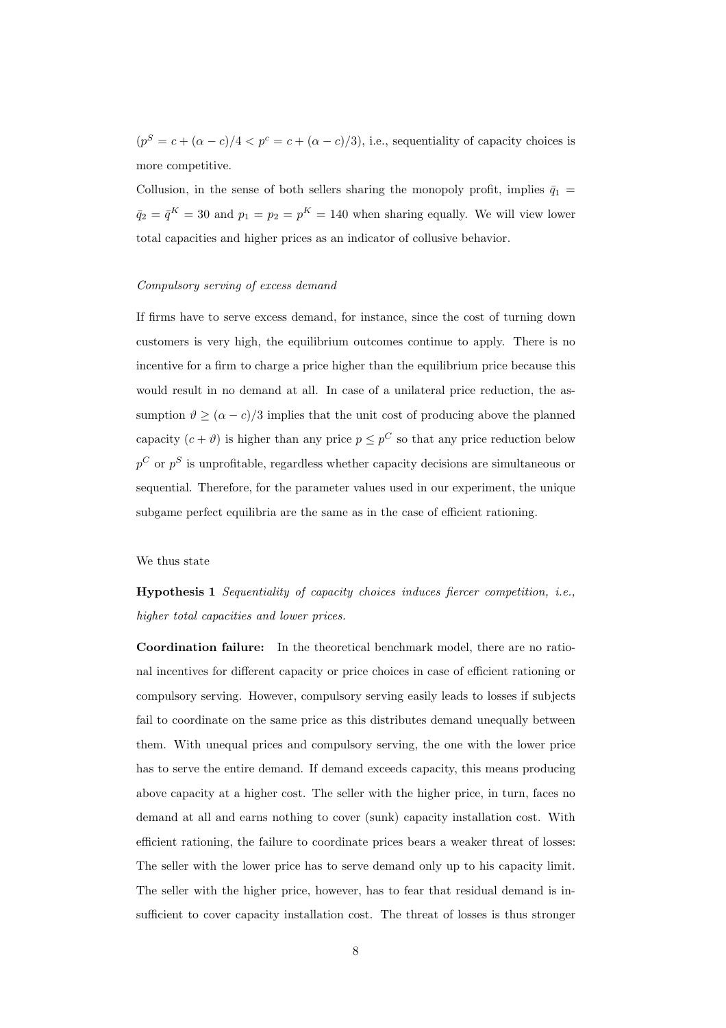($p^S = c + (\alpha - c)/4 < p^c = c + (\alpha - c)/3$), i.e., sequentiality of capacity choices is more competitive.

Collusion, in the sense of both sellers sharing the monopoly profit, implies $\bar{q}_1 = \bar{q}_2 = \bar{q}^K = 30$ and $p_1 = p_2 = p^K = 140$ when sharing equally. We will view lower total capacities and higher prices as an indicator of collusive behavior.

*Compulsory serving of excess demand*

If firms have to serve excess demand, for instance, since the cost of turning down customers is very high, the equilibrium outcomes continue to apply. There is no incentive for a firm to charge a price higher than the equilibrium price because this would result in no demand at all. In case of a unilateral price reduction, the assumption $\vartheta \geq (\alpha - c)/3$ implies that the unit cost of producing above the planned capacity $(c + \vartheta)$ is higher than any price $p \leq p^C$ so that any price reduction below $p^C$ or $p^S$ is unprofitable, regardless whether capacity decisions are simultaneous or sequential. Therefore, for the parameter values used in our experiment, the unique subgame perfect equilibria are the same as in the case of efficient rationing.

We thus state

**Hypothesis 1** *Sequentiality of capacity choices induces fiercer competition, i.e., higher total capacities and lower prices.*

**Coordination failure:** In the theoretical benchmark model, there are no rational incentives for different capacity or price choices in case of efficient rationing or compulsory serving. However, compulsory serving easily leads to losses if subjects fail to coordinate on the same price as this distributes demand unequally between them. With unequal prices and compulsory serving, the one with the lower price has to serve the entire demand. If demand exceeds capacity, this means producing above capacity at a higher cost. The seller with the higher price, in turn, faces no demand at all and earns nothing to cover (sunk) capacity installation cost. With efficient rationing, the failure to coordinate prices bears a weaker threat of losses: The seller with the lower price has to serve demand only up to his capacity limit. The seller with the higher price, however, has to fear that residual demand is insufficient to cover capacity installation cost. The threat of losses is thus stronger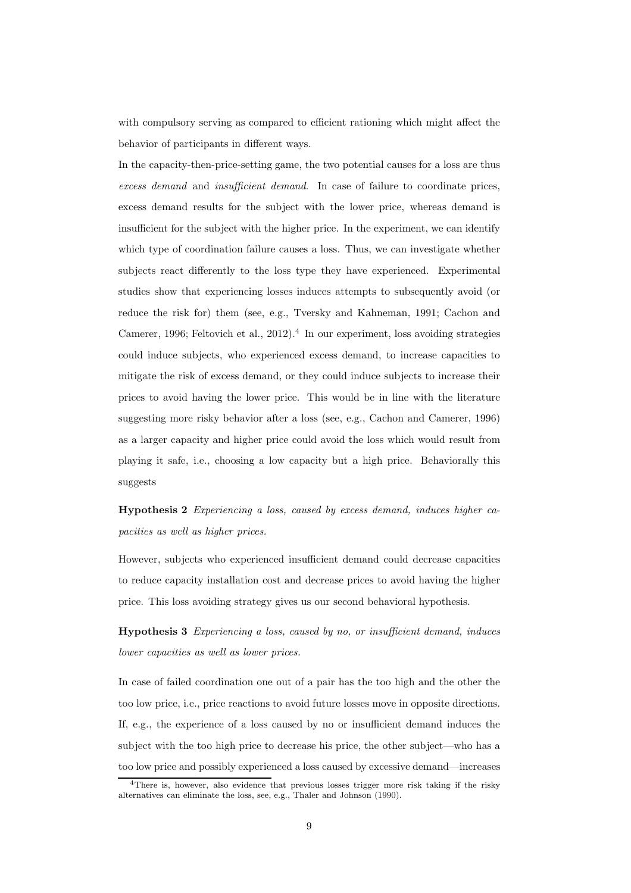with compulsory serving as compared to efficient rationing which might affect the behavior of participants in different ways.

In the capacity-then-price-setting game, the two potential causes for a loss are thus *excess demand* and *insufficient demand*. In case of failure to coordinate prices, excess demand results for the subject with the lower price, whereas demand is insufficient for the subject with the higher price. In the experiment, we can identify which type of coordination failure causes a loss. Thus, we can investigate whether subjects react differently to the loss type they have experienced. Experimental studies show that experiencing losses induces attempts to subsequently avoid (or reduce the risk for) them (see, e.g., Tversky and Kahneman, 1991; Cachon and Camerer, 1996; Feltovich et al., 2012).[4] In our experiment, loss avoiding strategies could induce subjects, who experienced excess demand, to increase capacities to mitigate the risk of excess demand, or they could induce subjects to increase their prices to avoid having the lower price. This would be in line with the literature suggesting more risky behavior after a loss (see, e.g., Cachon and Camerer, 1996) as a larger capacity and higher price could avoid the loss which would result from playing it safe, i.e., choosing a low capacity but a high price. Behaviorally this suggests

**Hypothesis 2** *Experiencing a loss, caused by excess demand, induces higher capacities as well as higher prices.*

However, subjects who experienced insufficient demand could decrease capacities to reduce capacity installation cost and decrease prices to avoid having the higher price. This loss avoiding strategy gives us our second behavioral hypothesis.

**Hypothesis 3** *Experiencing a loss, caused by no, or insufficient demand, induces lower capacities as well as lower prices.*

In case of failed coordination one out of a pair has the too high and the other the too low price, i.e., price reactions to avoid future losses move in opposite directions. If, e.g., the experience of a loss caused by no or insufficient demand induces the subject with the too high price to decrease his price, the other subject—who has a too low price and possibly experienced a loss caused by excessive demand—increases

[4]There is, however, also evidence that previous losses trigger more risk taking if the risky alternatives can eliminate the loss, see, e.g., Thaler and Johnson (1990).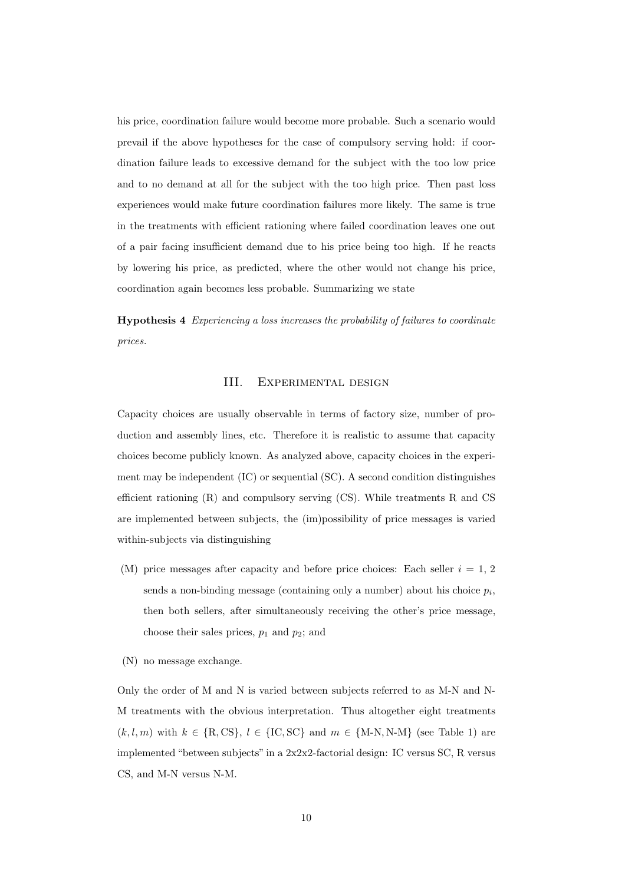his price, coordination failure would become more probable. Such a scenario would prevail if the above hypotheses for the case of compulsory serving hold: if coordination failure leads to excessive demand for the subject with the too low price and to no demand at all for the subject with the too high price. Then past loss experiences would make future coordination failures more likely. The same is true in the treatments with efficient rationing where failed coordination leaves one out of a pair facing insufficient demand due to his price being too high. If he reacts by lowering his price, as predicted, where the other would not change his price, coordination again becomes less probable. Summarizing we state

**Hypothesis 4** *Experiencing a loss increases the probability of failures to coordinate prices.*

## III. Experimental design

Capacity choices are usually observable in terms of factory size, number of production and assembly lines, etc. Therefore it is realistic to assume that capacity choices become publicly known. As analyzed above, capacity choices in the experiment may be independent (IC) or sequential (SC). A second condition distinguishes efficient rationing (R) and compulsory serving (CS). While treatments R and CS are implemented between subjects, the (im)possibility of price messages is varied within-subjects via distinguishing

- (M) price messages after capacity and before price choices: Each seller $i = 1, 2$ sends a non-binding message (containing only a number) about his choice $p_i$, then both sellers, after simultaneously receiving the other's price message, choose their sales prices, $p_1$ and $p_2$; and
- (N) no message exchange.

Only the order of M and N is varied between subjects referred to as M-N and N-M treatments with the obvious interpretation. Thus altogether eight treatments $(k, l, m)$ with $k \in \{\text{R}, \text{CS}\}$, $l \in \{\text{IC}, \text{SC}\}$ and $m \in \{\text{M-N}, \text{N-M}\}$ (see Table 1) are implemented "between subjects" in a 2x2x2-factorial design: IC versus SC, R versus CS, and M-N versus N-M.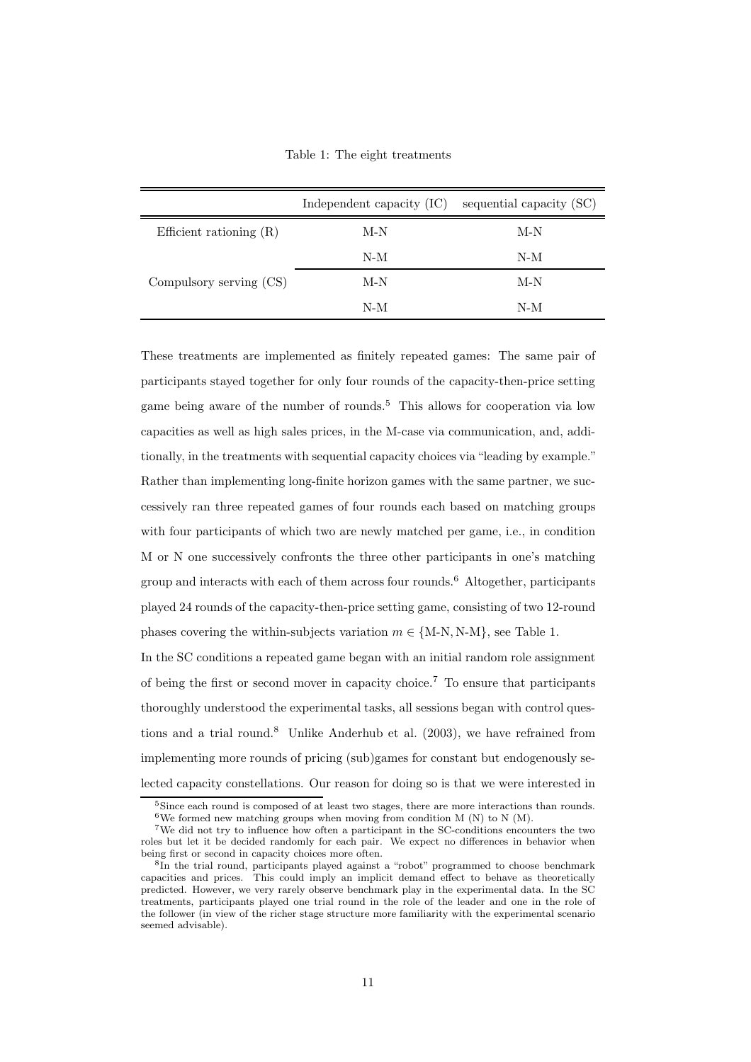Table 1: The eight treatments

| | Independent capacity (IC) | sequential capacity (SC) |
|---|---|---|
| Efficient rationing (R) | M-N | M-N |
| | N-M | N-M |
| Compulsory serving (CS) | M-N | M-N |
| | N-M | N-M |

These treatments are implemented as finitely repeated games: The same pair of participants stayed together for only four rounds of the capacity-then-price setting game being aware of the number of rounds.[5] This allows for cooperation via low capacities as well as high sales prices, in the M-case via communication, and, additionally, in the treatments with sequential capacity choices via "leading by example." Rather than implementing long-finite horizon games with the same partner, we successively ran three repeated games of four rounds each based on matching groups with four participants of which two are newly matched per game, i.e., in condition M or N one successively confronts the three other participants in one's matching group and interacts with each of them across four rounds.[6] Altogether, participants played 24 rounds of the capacity-then-price setting game, consisting of two 12-round phases covering the within-subjects variation $m \in \{\text{M-N}, \text{N-M}\}$, see Table 1.

In the SC conditions a repeated game began with an initial random role assignment of being the first or second mover in capacity choice.[7] To ensure that participants thoroughly understood the experimental tasks, all sessions began with control questions and a trial round.[8] Unlike Anderhub et al. (2003), we have refrained from implementing more rounds of pricing (sub)games for constant but endogenously selected capacity constellations. Our reason for doing so is that we were interested in

[5] Since each round is composed of at least two stages, there are more interactions than rounds.

[6] We formed new matching groups when moving from condition M (N) to N (M).

[7] We did not try to influence how often a participant in the SC-conditions encounters the two roles but let it be decided randomly for each pair. We expect no differences in behavior when being first or second in capacity choices more often.

[8] In the trial round, participants played against a "robot" programmed to choose benchmark capacities and prices. This could imply an implicit demand effect to behave as theoretically predicted. However, we very rarely observe benchmark play in the experimental data. In the SC treatments, participants played one trial round in the role of the leader and one in the role of the follower (in view of the richer stage structure more familiarity with the experimental scenario seemed advisable).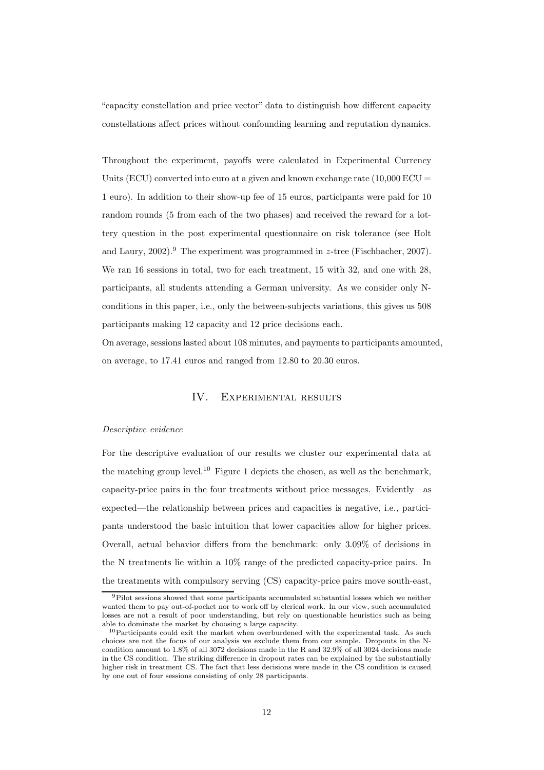"capacity constellation and price vector" data to distinguish how different capacity constellations affect prices without confounding learning and reputation dynamics.

Throughout the experiment, payoffs were calculated in Experimental Currency Units (ECU) converted into euro at a given and known exchange rate (10,000 ECU = 1 euro). In addition to their show-up fee of 15 euros, participants were paid for 10 random rounds (5 from each of the two phases) and received the reward for a lottery question in the post experimental questionnaire on risk tolerance (see Holt and Laury, 2002).[9] The experiment was programmed in z-tree (Fischbacher, 2007). We ran 16 sessions in total, two for each treatment, 15 with 32, and one with 28, participants, all students attending a German university. As we consider only N-conditions in this paper, i.e., only the between-subjects variations, this gives us 508 participants making 12 capacity and 12 price decisions each.

On average, sessions lasted about 108 minutes, and payments to participants amounted, on average, to 17.41 euros and ranged from 12.80 to 20.30 euros.

## IV. Experimental results

*Descriptive evidence*

For the descriptive evaluation of our results we cluster our experimental data at the matching group level.[10] Figure 1 depicts the chosen, as well as the benchmark, capacity-price pairs in the four treatments without price messages. Evidently—as expected—the relationship between prices and capacities is negative, i.e., participants understood the basic intuition that lower capacities allow for higher prices. Overall, actual behavior differs from the benchmark: only 3.09% of decisions in the N treatments lie within a 10% range of the predicted capacity-price pairs. In the treatments with compulsory serving (CS) capacity-price pairs move south-east,

[9] Pilot sessions showed that some participants accumulated substantial losses which we neither wanted them to pay out-of-pocket nor to work off by clerical work. In our view, such accumulated losses are not a result of poor understanding, but rely on questionable heuristics such as being able to dominate the market by choosing a large capacity.

[10] Participants could exit the market when overburdened with the experimental task. As such choices are not the focus of our analysis we exclude them from our sample. Dropouts in the N-condition amount to 1.8% of all 3072 decisions made in the R and 32.9% of all 3024 decisions made in the CS condition. The striking difference in dropout rates can be explained by the substantially higher risk in treatment CS. The fact that less decisions were made in the CS condition is caused by one out of four sessions consisting of only 28 participants.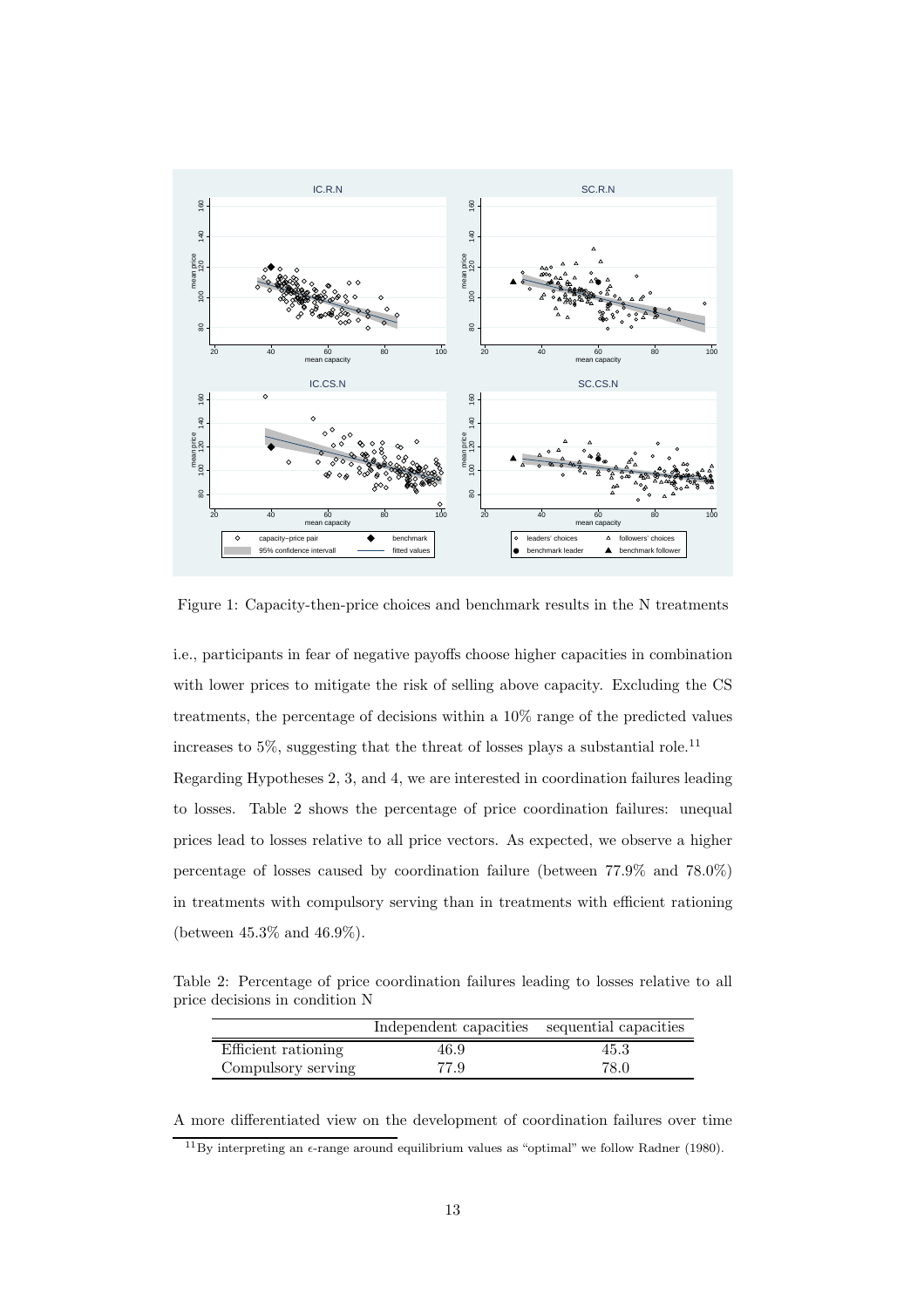Figure 1: Capacity-then-price choices and benchmark results in the N treatments

i.e., participants in fear of negative payoffs choose higher capacities in combination with lower prices to mitigate the risk of selling above capacity. Excluding the CS treatments, the percentage of decisions within a 10% range of the predicted values increases to 5%, suggesting that the threat of losses plays a substantial role.[11]

Regarding Hypotheses 2, 3, and 4, we are interested in coordination failures leading to losses. Table 2 shows the percentage of price coordination failures: unequal prices lead to losses relative to all price vectors. As expected, we observe a higher percentage of losses caused by coordination failure (between 77.9% and 78.0%) in treatments with compulsory serving than in treatments with efficient rationing (between 45.3% and 46.9%).

Table 2: Percentage of price coordination failures leading to losses relative to all price decisions in condition N

| | Independent capacities | sequential capacities |
|---|---|---|
| Efficient rationing | 46.9 | 45.3 |
| Compulsory serving | 77.9 | 78.0 |

A more differentiated view on the development of coordination failures over time

[11] By interpreting an $\epsilon$-range around equilibrium values as "optimal" we follow Radner (1980).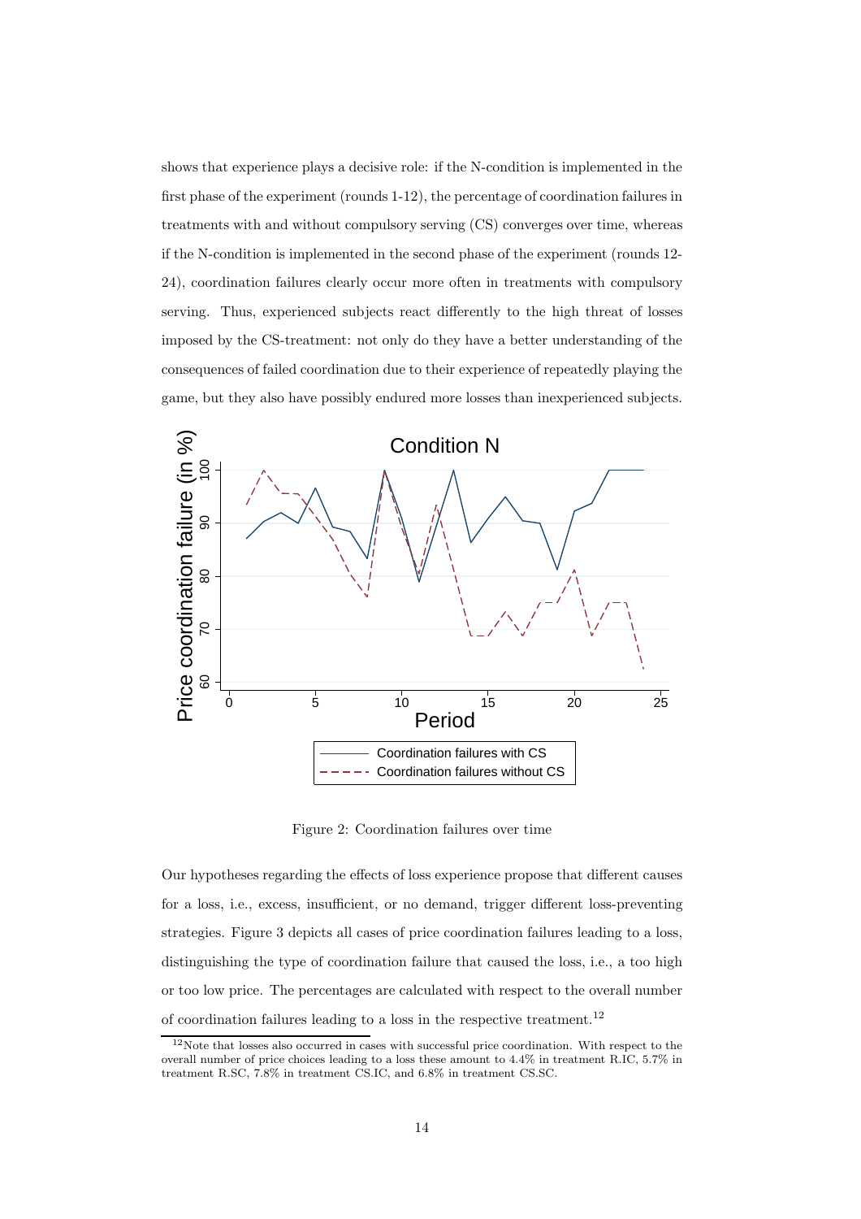shows that experience plays a decisive role: if the N-condition is implemented in the first phase of the experiment (rounds 1-12), the percentage of coordination failures in treatments with and without compulsory serving (CS) converges over time, whereas if the N-condition is implemented in the second phase of the experiment (rounds 12-24), coordination failures clearly occur more often in treatments with compulsory serving. Thus, experienced subjects react differently to the high threat of losses imposed by the CS-treatment: not only do they have a better understanding of the consequences of failed coordination due to their experience of repeatedly playing the game, but they also have possibly endured more losses than inexperienced subjects.

Figure 2: Coordination failures over time

Our hypotheses regarding the effects of loss experience propose that different causes for a loss, i.e., excess, insufficient, or no demand, trigger different loss-preventing strategies. Figure 3 depicts all cases of price coordination failures leading to a loss, distinguishing the type of coordination failure that caused the loss, i.e., a too high or too low price. The percentages are calculated with respect to the overall number of coordination failures leading to a loss in the respective treatment.[12]

[12] Note that losses also occurred in cases with successful price coordination. With respect to the overall number of price choices leading to a loss these amount to 4.4% in treatment R.IC, 5.7% in treatment R.SC, 7.8% in treatment CS.IC, and 6.8% in treatment CS.SC.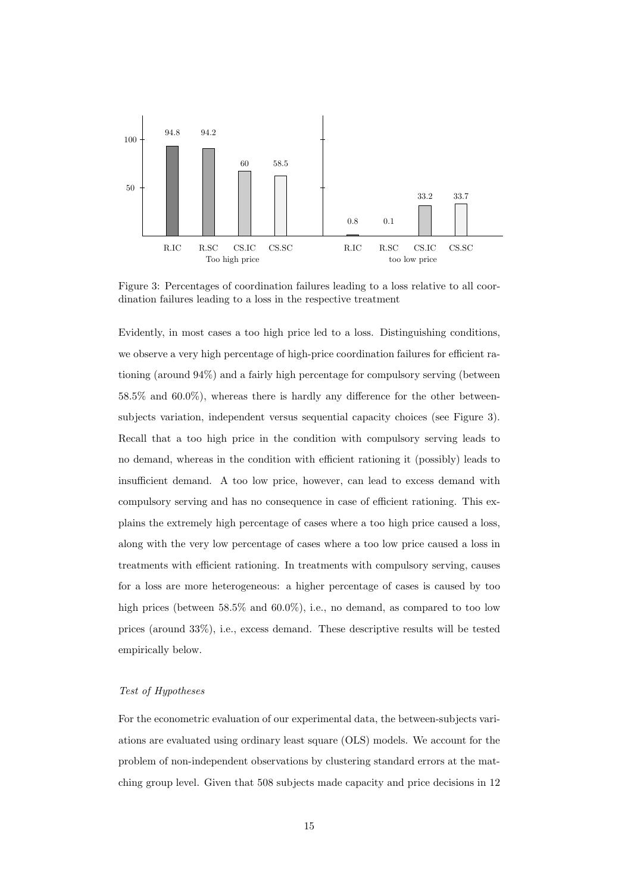Figure 3: Percentages of coordination failures leading to a loss relative to all coordination failures leading to a loss in the respective treatment

Evidently, in most cases a too high price led to a loss. Distinguishing conditions, we observe a very high percentage of high-price coordination failures for efficient rationing (around 94%) and a fairly high percentage for compulsory serving (between 58.5% and 60.0%), whereas there is hardly any difference for the other between-subjects variation, independent versus sequential capacity choices (see Figure 3). Recall that a too high price in the condition with compulsory serving leads to no demand, whereas in the condition with efficient rationing it (possibly) leads to insufficient demand. A too low price, however, can lead to excess demand with compulsory serving and has no consequence in case of efficient rationing. This explains the extremely high percentage of cases where a too high price caused a loss, along with the very low percentage of cases where a too low price caused a loss in treatments with efficient rationing. In treatments with compulsory serving, causes for a loss are more heterogeneous: a higher percentage of cases is caused by too high prices (between 58.5% and 60.0%), i.e., no demand, as compared to too low prices (around 33%), i.e., excess demand. These descriptive results will be tested empirically below.

*Test of Hypotheses*

For the econometric evaluation of our experimental data, the between-subjects variations are evaluated using ordinary least square (OLS) models. We account for the problem of non-independent observations by clustering standard errors at the matching group level. Given that 508 subjects made capacity and price decisions in 12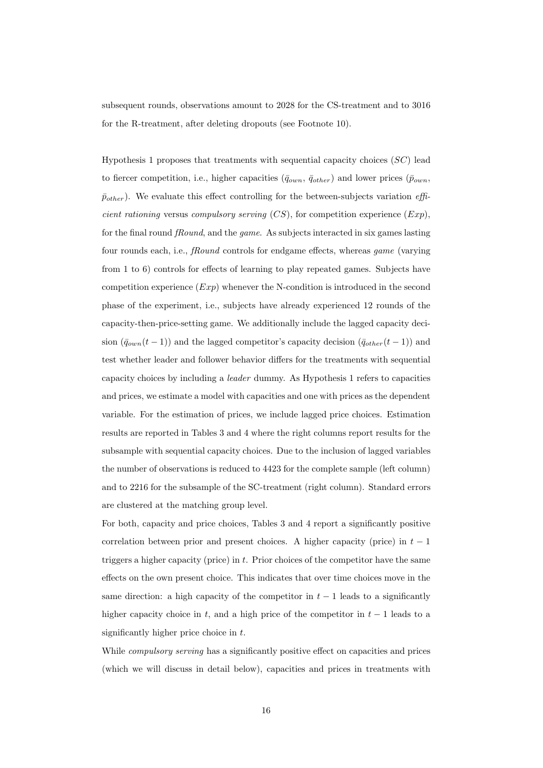subsequent rounds, observations amount to 2028 for the CS-treatment and to 3016 for the R-treatment, after deleting dropouts (see Footnote 10).

Hypothesis 1 proposes that treatments with sequential capacity choices (*SC*) lead to fiercer competition, i.e., higher capacities ($\bar{q}_{own}$, $\bar{q}_{other}$) and lower prices ($\bar{p}_{own}$, $\bar{p}_{other}$). We evaluate this effect controlling for the between-subjects variation *efficient rationing* versus *compulsory serving* (*CS*), for competition experience (*Exp*), for the final round *fRound*, and the *game*. As subjects interacted in six games lasting four rounds each, i.e., *fRound* controls for endgame effects, whereas *game* (varying from 1 to 6) controls for effects of learning to play repeated games. Subjects have competition experience (*Exp*) whenever the N-condition is introduced in the second phase of the experiment, i.e., subjects have already experienced 12 rounds of the capacity-then-price-setting game. We additionally include the lagged capacity decision ($\bar{q}_{own}(t-1)$) and the lagged competitor's capacity decision ($\bar{q}_{other}(t-1)$) and test whether leader and follower behavior differs for the treatments with sequential capacity choices by including a *leader* dummy. As Hypothesis 1 refers to capacities and prices, we estimate a model with capacities and one with prices as the dependent variable. For the estimation of prices, we include lagged price choices. Estimation results are reported in Tables 3 and 4 where the right columns report results for the subsample with sequential capacity choices. Due to the inclusion of lagged variables the number of observations is reduced to 4423 for the complete sample (left column) and to 2216 for the subsample of the SC-treatment (right column). Standard errors are clustered at the matching group level.

For both, capacity and price choices, Tables 3 and 4 report a significantly positive correlation between prior and present choices. A higher capacity (price) in $t-1$ triggers a higher capacity (price) in $t$. Prior choices of the competitor have the same effects on the own present choice. This indicates that over time choices move in the same direction: a high capacity of the competitor in $t-1$ leads to a significantly higher capacity choice in $t$, and a high price of the competitor in $t-1$ leads to a significantly higher price choice in $t$.

While *compulsory serving* has a significantly positive effect on capacities and prices (which we will discuss in detail below), capacities and prices in treatments with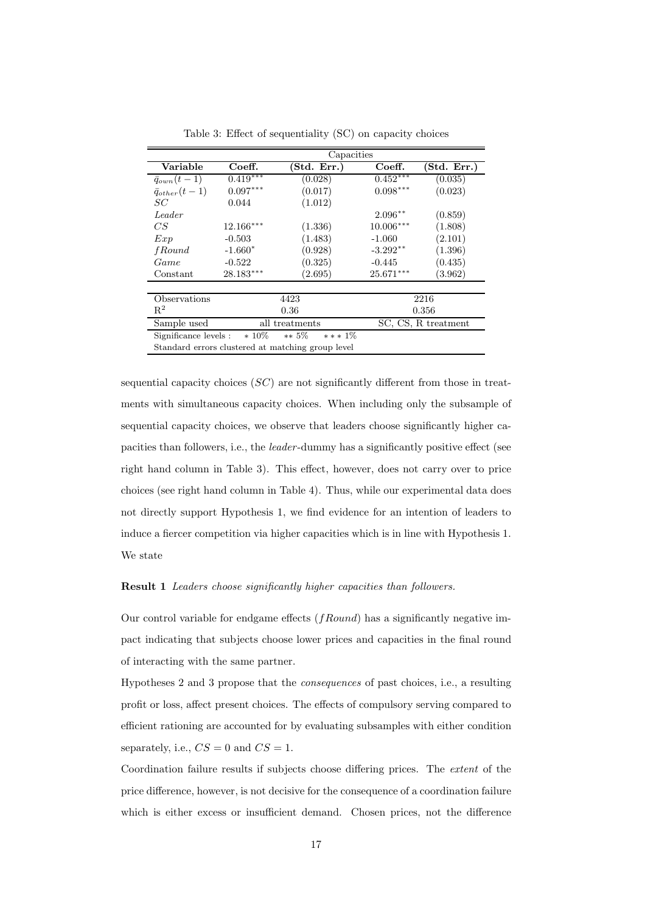Table 3: Effect of sequentiality (SC) on capacity choices

| | Capacities | | | |
|---|---|---|---|---|
| **Variable** | **Coeff.** | **(Std. Err.)** | **Coeff.** | **(Std. Err.)** |
| $\bar{q}_{own}(t-1)$ | 0.419*** | (0.028) | 0.452*** | (0.035) |
| $\bar{q}_{other}(t-1)$ | 0.097*** | (0.017) | 0.098*** | (0.023) |
| $SC$ | 0.044 | (1.012) | | |
| $Leader$ | | | 2.096** | (0.859) |
| $CS$ | 12.166*** | (1.336) | 10.006*** | (1.808) |
| $Exp$ | -0.503 | (1.483) | -1.060 | (2.101) |
| $fRound$ | -1.660* | (0.928) | -3.292** | (1.396) |
| $Game$ | -0.522 | (0.325) | -0.445 | (0.435) |
| Constant | 28.183*** | (2.695) | 25.671*** | (3.962) |
| Observations | 4423 | | 2216 | |
| $R^2$ | 0.36 | | 0.356 | |
| Sample used | all treatments | | SC, CS, R treatment | |

Significance levels : * 10% ** 5% *** 1%

Standard errors clustered at matching group level

sequential capacity choices ($SC$) are not significantly different from those in treatments with simultaneous capacity choices. When including only the subsample of sequential capacity choices, we observe that leaders choose significantly higher capacities than followers, i.e., the *leader*-dummy has a significantly positive effect (see right hand column in Table 3). This effect, however, does not carry over to price choices (see right hand column in Table 4). Thus, while our experimental data does not directly support Hypothesis 1, we find evidence for an intention of leaders to induce a fiercer competition via higher capacities which is in line with Hypothesis 1. We state

**Result 1** *Leaders choose significantly higher capacities than followers.*

Our control variable for endgame effects ($fRound$) has a significantly negative impact indicating that subjects choose lower prices and capacities in the final round of interacting with the same partner.

Hypotheses 2 and 3 propose that the *consequences* of past choices, i.e., a resulting profit or loss, affect present choices. The effects of compulsory serving compared to efficient rationing are accounted for by evaluating subsamples with either condition separately, i.e., $CS = 0$ and $CS = 1$.

Coordination failure results if subjects choose differing prices. The *extent* of the price difference, however, is not decisive for the consequence of a coordination failure which is either excess or insufficient demand. Chosen prices, not the difference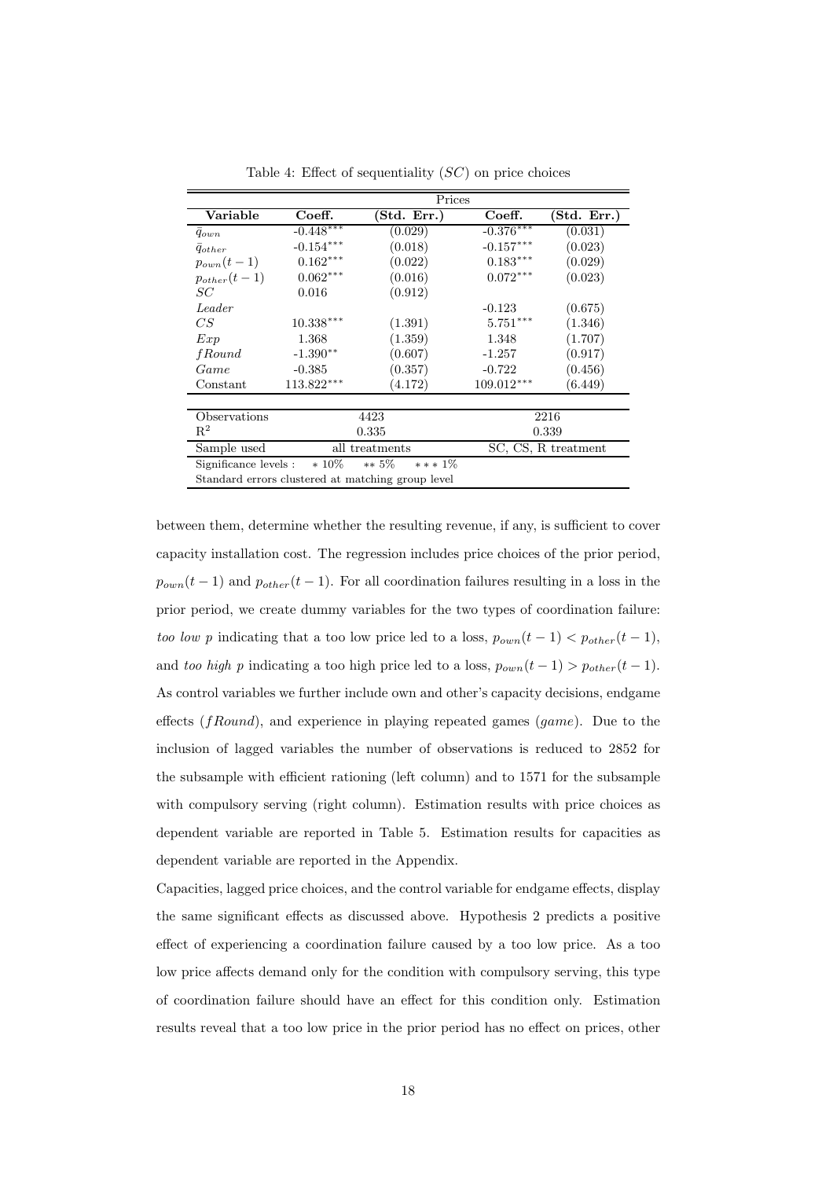Table 4: Effect of sequentiality ($SC$) on price choices

| | Prices | | | |
|---|---|---|---|---|
| **Variable** | **Coeff.** | **(Std. Err.)** | **Coeff.** | **(Std. Err.)** |
| $\bar{q}_{own}$ | -0.448$^{***}$ | (0.029) | -0.376$^{***}$ | (0.031) |
| $\bar{q}_{other}$ | -0.154$^{***}$ | (0.018) | -0.157$^{***}$ | (0.023) |
| $p_{own}(t-1)$ | 0.162$^{***}$ | (0.022) | 0.183$^{***}$ | (0.029) |
| $p_{other}(t-1)$ | 0.062$^{***}$ | (0.016) | 0.072$^{***}$ | (0.023) |
| $SC$ | 0.016 | (0.912) | | |
| $Leader$ | | | -0.123 | (0.675) |
| $CS$ | 10.338$^{***}$ | (1.391) | 5.751$^{***}$ | (1.346) |
| $Exp$ | 1.368 | (1.359) | 1.348 | (1.707) |
| $fRound$ | -1.390$^{**}$ | (0.607) | -1.257 | (0.917) |
| $Game$ | -0.385 | (0.357) | -0.722 | (0.456) |
| Constant | 113.822$^{***}$ | (4.172) | 109.012$^{***}$ | (6.449) |
| Observations | 4423 | | 2216 | |
| $R^2$ | 0.335 | | 0.339 | |
| Sample used | all treatments | | SC, CS, R treatment | |

Significance levels : $*$ 10% $**$ 5% $***$ 1%

Standard errors clustered at matching group level

between them, determine whether the resulting revenue, if any, is sufficient to cover capacity installation cost. The regression includes price choices of the prior period, $p_{own}(t-1)$ and $p_{other}(t-1)$. For all coordination failures resulting in a loss in the prior period, we create dummy variables for the two types of coordination failure: *too low p* indicating that a too low price led to a loss, $p_{own}(t-1) < p_{other}(t-1)$, and *too high p* indicating a too high price led to a loss, $p_{own}(t-1) > p_{other}(t-1)$. As control variables we further include own and other's capacity decisions, endgame effects ($fRound$), and experience in playing repeated games ($game$). Due to the inclusion of lagged variables the number of observations is reduced to 2852 for the subsample with efficient rationing (left column) and to 1571 for the subsample with compulsory serving (right column). Estimation results with price choices as dependent variable are reported in Table 5. Estimation results for capacities as dependent variable are reported in the Appendix.

Capacities, lagged price choices, and the control variable for endgame effects, display the same significant effects as discussed above. Hypothesis 2 predicts a positive effect of experiencing a coordination failure caused by a too low price. As a too low price affects demand only for the condition with compulsory serving, this type of coordination failure should have an effect for this condition only. Estimation results reveal that a too low price in the prior period has no effect on prices, other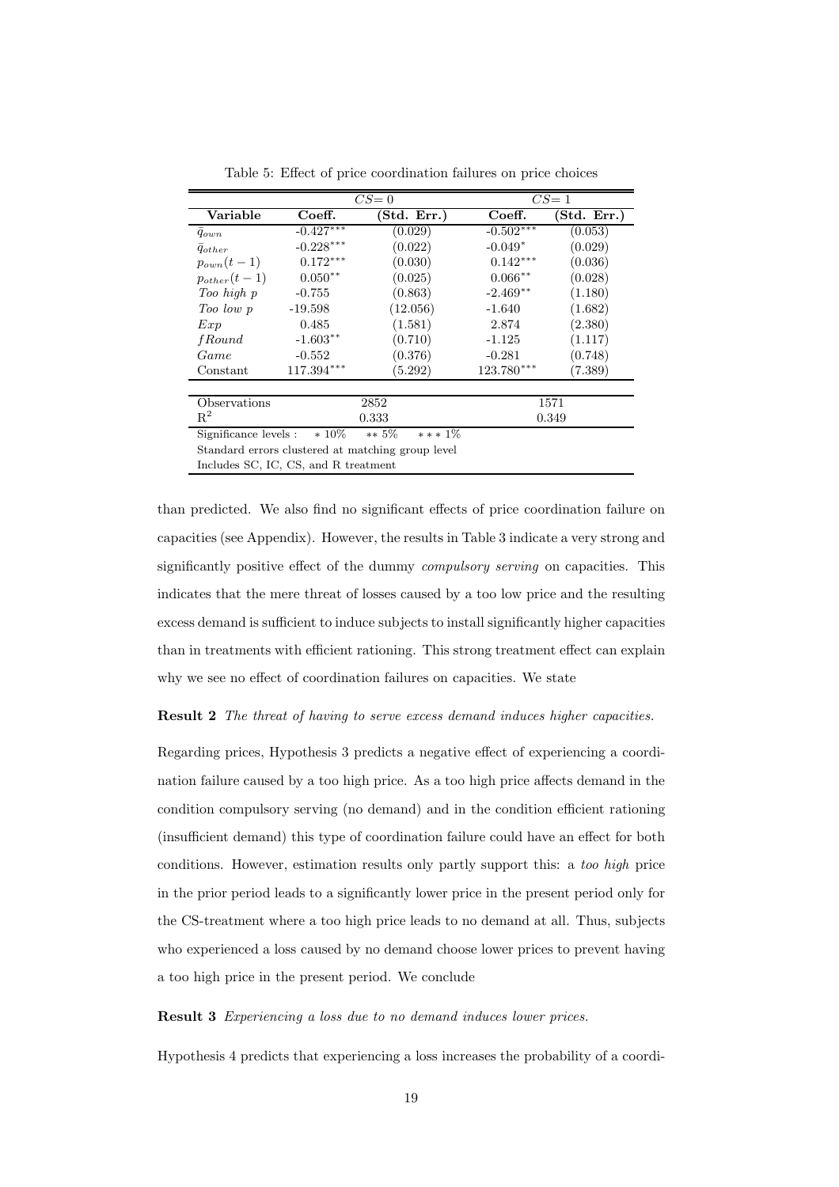Table 5: Effect of price coordination failures on price choices

| | $CS=0$ | | $CS=1$ | |
|---|---|---|---|---|
| **Variable** | **Coeff.** | **(Std. Err.)** | **Coeff.** | **(Std. Err.)** |
| $\bar{q}_{own}$ | -0.427*** | (0.029) | -0.502*** | (0.053) |
| $\bar{q}_{other}$ | -0.228*** | (0.022) | -0.049* | (0.029) |
| $p_{own}(t-1)$ | 0.172*** | (0.030) | 0.142*** | (0.036) |
| $p_{other}(t-1)$ | 0.050** | (0.025) | 0.066** | (0.028) |
| *Too high p* | -0.755 | (0.863) | -2.469** | (1.180) |
| *Too low p* | -19.598 | (12.056) | -1.640 | (1.682) |
| *Exp* | 0.485 | (1.581) | 2.874 | (2.380) |
| *fRound* | -1.603** | (0.710) | -1.125 | (1.117) |
| *Game* | -0.552 | (0.376) | -0.281 | (0.748) |
| Constant | 117.394*** | (5.292) | 123.780*** | (7.389) |
| Observations | 2852 | | 1571 | |
| $R^2$ | 0.333 | | 0.349 | |

Significance levels : * 10% ** 5% *** 1%

Standard errors clustered at matching group level

Includes SC, IC, CS, and R treatment

than predicted. We also find no significant effects of price coordination failure on capacities (see Appendix). However, the results in Table 3 indicate a very strong and significantly positive effect of the dummy *compulsory serving* on capacities. This indicates that the mere threat of losses caused by a too low price and the resulting excess demand is sufficient to induce subjects to install significantly higher capacities than in treatments with efficient rationing. This strong treatment effect can explain why we see no effect of coordination failures on capacities. We state

**Result 2** *The threat of having to serve excess demand induces higher capacities.*

Regarding prices, Hypothesis 3 predicts a negative effect of experiencing a coordination failure caused by a too high price. As a too high price affects demand in the condition compulsory serving (no demand) and in the condition efficient rationing (insufficient demand) this type of coordination failure could have an effect for both conditions. However, estimation results only partly support this: a *too high* price in the prior period leads to a significantly lower price in the present period only for the CS-treatment where a too high price leads to no demand at all. Thus, subjects who experienced a loss caused by no demand choose lower prices to prevent having a too high price in the present period. We conclude

**Result 3** *Experiencing a loss due to no demand induces lower prices.*

Hypothesis 4 predicts that experiencing a loss increases the probability of a coordi-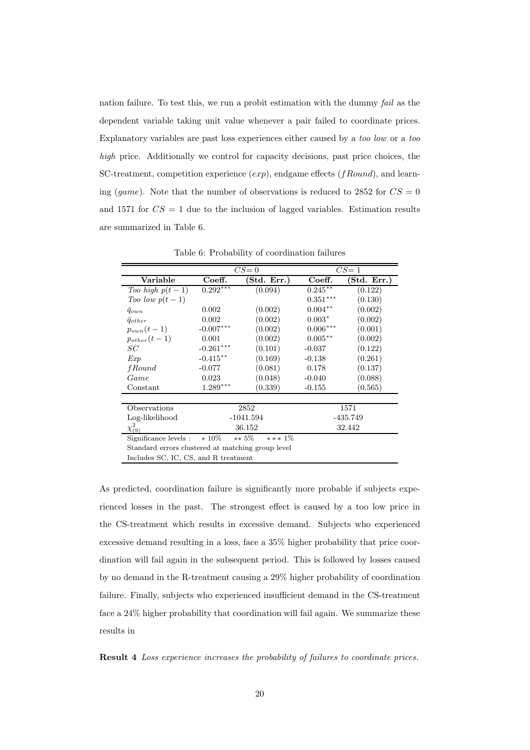nation failure. To test this, we run a probit estimation with the dummy *fail* as the dependent variable taking unit value whenever a pair failed to coordinate prices. Explanatory variables are past loss experiences either caused by a *too low* or a *too high* price. Additionally we control for capacity decisions, past price choices, the SC-treatment, competition experience (*exp*), endgame effects (*fRound*), and learning (*game*). Note that the number of observations is reduced to 2852 for $CS = 0$ and 1571 for $CS = 1$ due to the inclusion of lagged variables. Estimation results are summarized in Table 6.

Table 6: Probability of coordination failures

| | $CS=0$ | | $CS=1$ | |
|---|---|---|---|---|
| **Variable** | **Coeff.** | **(Std. Err.)** | **Coeff.** | **(Std. Err.)** |
| *Too high* $p(t-1)$ | $0.292^{***}$ | (0.094) | $0.245^{**}$ | (0.122) |
| *Too low* $p(t-1)$ | | | $0.351^{***}$ | (0.130) |
| $\bar{q}_{own}$ | 0.002 | (0.002) | $0.004^{**}$ | (0.002) |
| $\bar{q}_{other}$ | 0.002 | (0.002) | $0.003^{*}$ | (0.002) |
| $p_{own}(t-1)$ | $-0.007^{***}$ | (0.002) | $0.006^{***}$ | (0.001) |
| $p_{other}(t-1)$ | 0.001 | (0.002) | $0.005^{**}$ | (0.002) |
| $SC$ | $-0.261^{***}$ | (0.101) | -0.037 | (0.122) |
| $Exp$ | $-0.415^{**}$ | (0.169) | -0.138 | (0.261) |
| $fRound$ | -0.077 | (0.081) | 0.178 | (0.137) |
| $Game$ | 0.023 | (0.048) | -0.040 | (0.088) |
| Constant | $1.289^{***}$ | (0.339) | -0.155 | (0.565) |
| Observations | 2852 | | 1571 | |
| Log-likelihood | -1041.594 | | -435.749 | |
| $\chi^2_{(9)}$ | 36.152 | | 32.442 | |

Significance levels : $*$ 10% $**$ 5% $***$ 1%
Standard errors clustered at matching group level
Includes SC, IC, CS, and R treatment

As predicted, coordination failure is significantly more probable if subjects experienced losses in the past. The strongest effect is caused by a too low price in the CS-treatment which results in excessive demand. Subjects who experienced excessive demand resulting in a loss, face a 35% higher probability that price coordination will fail again in the subsequent period. This is followed by losses caused by no demand in the R-treatment causing a 29% higher probability of coordination failure. Finally, subjects who experienced insufficient demand in the CS-treatment face a 24% higher probability that coordination will fail again. We summarize these results in

**Result 4** *Loss experience increases the probability of failures to coordinate prices.*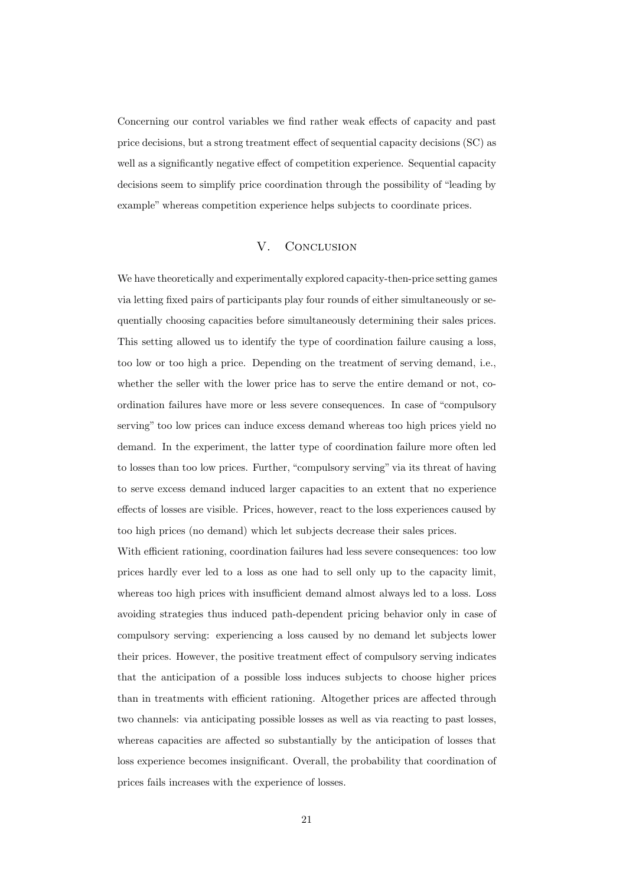Concerning our control variables we find rather weak effects of capacity and past price decisions, but a strong treatment effect of sequential capacity decisions (SC) as well as a significantly negative effect of competition experience. Sequential capacity decisions seem to simplify price coordination through the possibility of "leading by example" whereas competition experience helps subjects to coordinate prices.

## V. Conclusion

We have theoretically and experimentally explored capacity-then-price setting games via letting fixed pairs of participants play four rounds of either simultaneously or sequentially choosing capacities before simultaneously determining their sales prices. This setting allowed us to identify the type of coordination failure causing a loss, too low or too high a price. Depending on the treatment of serving demand, i.e., whether the seller with the lower price has to serve the entire demand or not, coordination failures have more or less severe consequences. In case of "compulsory serving" too low prices can induce excess demand whereas too high prices yield no demand. In the experiment, the latter type of coordination failure more often led to losses than too low prices. Further, "compulsory serving" via its threat of having to serve excess demand induced larger capacities to an extent that no experience effects of losses are visible. Prices, however, react to the loss experiences caused by too high prices (no demand) which let subjects decrease their sales prices.

With efficient rationing, coordination failures had less severe consequences: too low prices hardly ever led to a loss as one had to sell only up to the capacity limit, whereas too high prices with insufficient demand almost always led to a loss. Loss avoiding strategies thus induced path-dependent pricing behavior only in case of compulsory serving: experiencing a loss caused by no demand let subjects lower their prices. However, the positive treatment effect of compulsory serving indicates that the anticipation of a possible loss induces subjects to choose higher prices than in treatments with efficient rationing. Altogether prices are affected through two channels: via anticipating possible losses as well as via reacting to past losses, whereas capacities are affected so substantially by the anticipation of losses that loss experience becomes insignificant. Overall, the probability that coordination of prices fails increases with the experience of losses.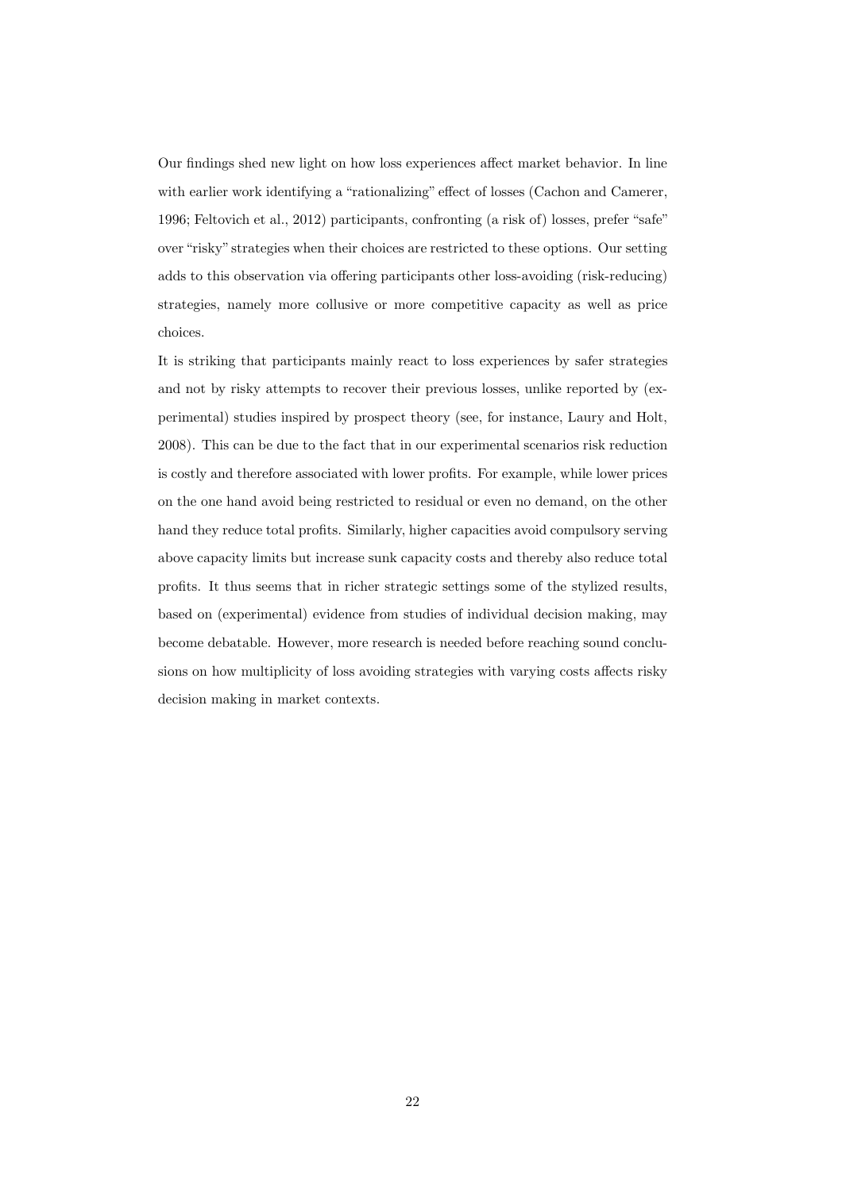Our findings shed new light on how loss experiences affect market behavior. In line with earlier work identifying a "rationalizing" effect of losses (Cachon and Camerer, 1996; Feltovich et al., 2012) participants, confronting (a risk of) losses, prefer "safe" over "risky" strategies when their choices are restricted to these options. Our setting adds to this observation via offering participants other loss-avoiding (risk-reducing) strategies, namely more collusive or more competitive capacity as well as price choices.

It is striking that participants mainly react to loss experiences by safer strategies and not by risky attempts to recover their previous losses, unlike reported by (experimental) studies inspired by prospect theory (see, for instance, Laury and Holt, 2008). This can be due to the fact that in our experimental scenarios risk reduction is costly and therefore associated with lower profits. For example, while lower prices on the one hand avoid being restricted to residual or even no demand, on the other hand they reduce total profits. Similarly, higher capacities avoid compulsory serving above capacity limits but increase sunk capacity costs and thereby also reduce total profits. It thus seems that in richer strategic settings some of the stylized results, based on (experimental) evidence from studies of individual decision making, may become debatable. However, more research is needed before reaching sound conclusions on how multiplicity of loss avoiding strategies with varying costs affects risky decision making in market contexts.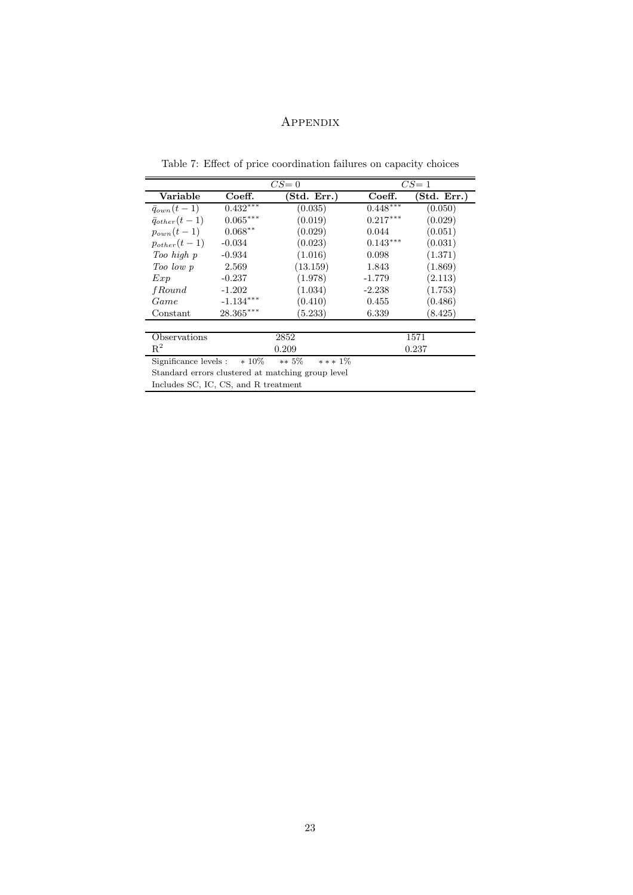# Appendix

Table 7: Effect of price coordination failures on capacity choices

| | $CS=0$ | | $CS=1$ | |
|---|---|---|---|---|
| **Variable** | **Coeff.** | **(Std. Err.)** | **Coeff.** | **(Std. Err.)** |
| $\bar{q}_{own}(t-1)$ | $0.432^{***}$ | (0.035) | $0.448^{***}$ | (0.050) |
| $\bar{q}_{other}(t-1)$ | $0.065^{***}$ | (0.019) | $0.217^{***}$ | (0.029) |
| $p_{own}(t-1)$ | $0.068^{**}$ | (0.029) | 0.044 | (0.051) |
| $p_{other}(t-1)$ | -0.034 | (0.023) | $0.143^{***}$ | (0.031) |
| *Too high p* | -0.934 | (1.016) | 0.098 | (1.371) |
| *Too low p* | 2.569 | (13.159) | 1.843 | (1.869) |
| *Exp* | -0.237 | (1.978) | -1.779 | (2.113) |
| *fRound* | -1.202 | (1.034) | -2.238 | (1.753) |
| *Game* | $-1.134^{***}$ | (0.410) | 0.455 | (0.486) |
| Constant | $28.365^{***}$ | (5.233) | 6.339 | (8.425) |
| Observations | 2852 | | 1571 | |
| $R^2$ | 0.209 | | 0.237 | |

Significance levels : * 10% ** 5% *** 1%

Standard errors clustered at matching group level

Includes SC, IC, CS, and R treatment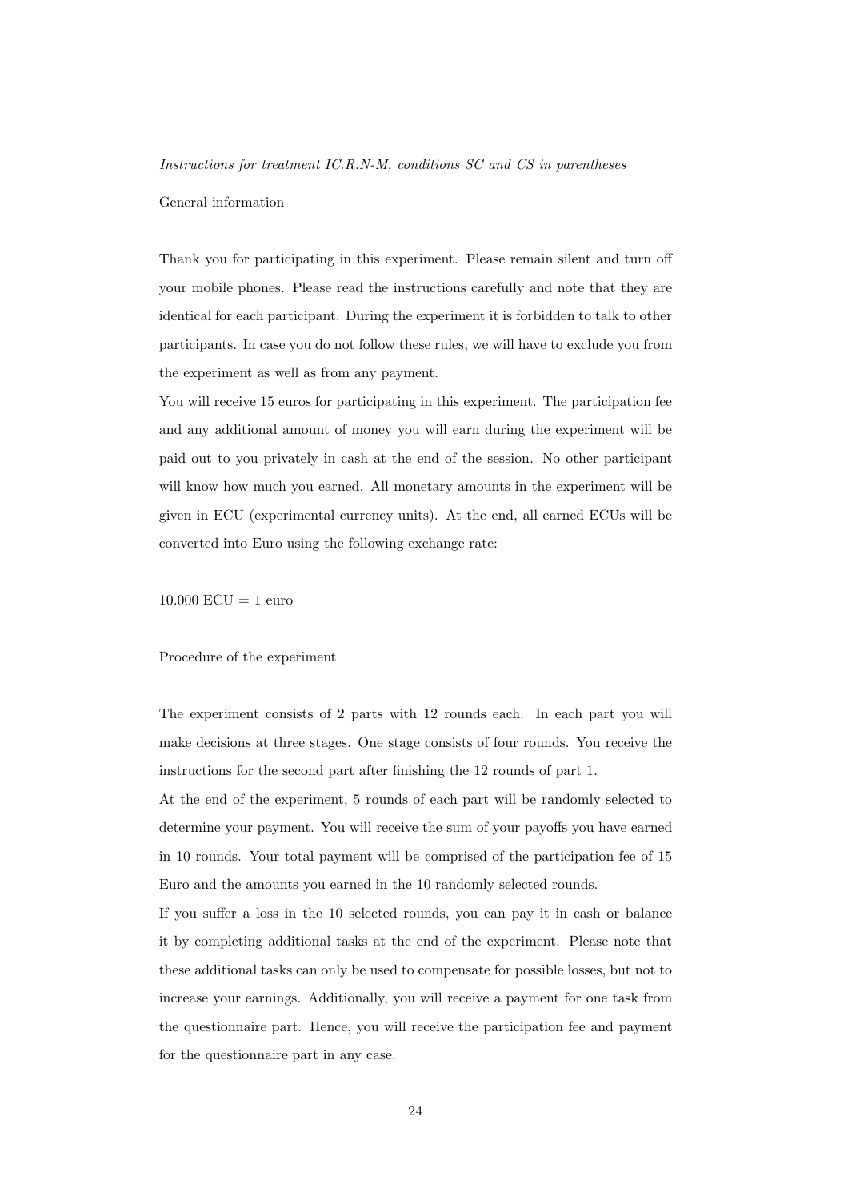*Instructions for treatment IC.R.N-M, conditions SC and CS in parentheses*

General information

Thank you for participating in this experiment. Please remain silent and turn off your mobile phones. Please read the instructions carefully and note that they are identical for each participant. During the experiment it is forbidden to talk to other participants. In case you do not follow these rules, we will have to exclude you from the experiment as well as from any payment.

You will receive 15 euros for participating in this experiment. The participation fee and any additional amount of money you will earn during the experiment will be paid out to you privately in cash at the end of the session. No other participant will know how much you earned. All monetary amounts in the experiment will be given in ECU (experimental currency units). At the end, all earned ECUs will be converted into Euro using the following exchange rate:

10.000 ECU = 1 euro

Procedure of the experiment

The experiment consists of 2 parts with 12 rounds each. In each part you will make decisions at three stages. One stage consists of four rounds. You receive the instructions for the second part after finishing the 12 rounds of part 1.

At the end of the experiment, 5 rounds of each part will be randomly selected to determine your payment. You will receive the sum of your payoffs you have earned in 10 rounds. Your total payment will be comprised of the participation fee of 15 Euro and the amounts you earned in the 10 randomly selected rounds.

If you suffer a loss in the 10 selected rounds, you can pay it in cash or balance it by completing additional tasks at the end of the experiment. Please note that these additional tasks can only be used to compensate for possible losses, but not to increase your earnings. Additionally, you will receive a payment for one task from the questionnaire part. Hence, you will receive the participation fee and payment for the questionnaire part in any case.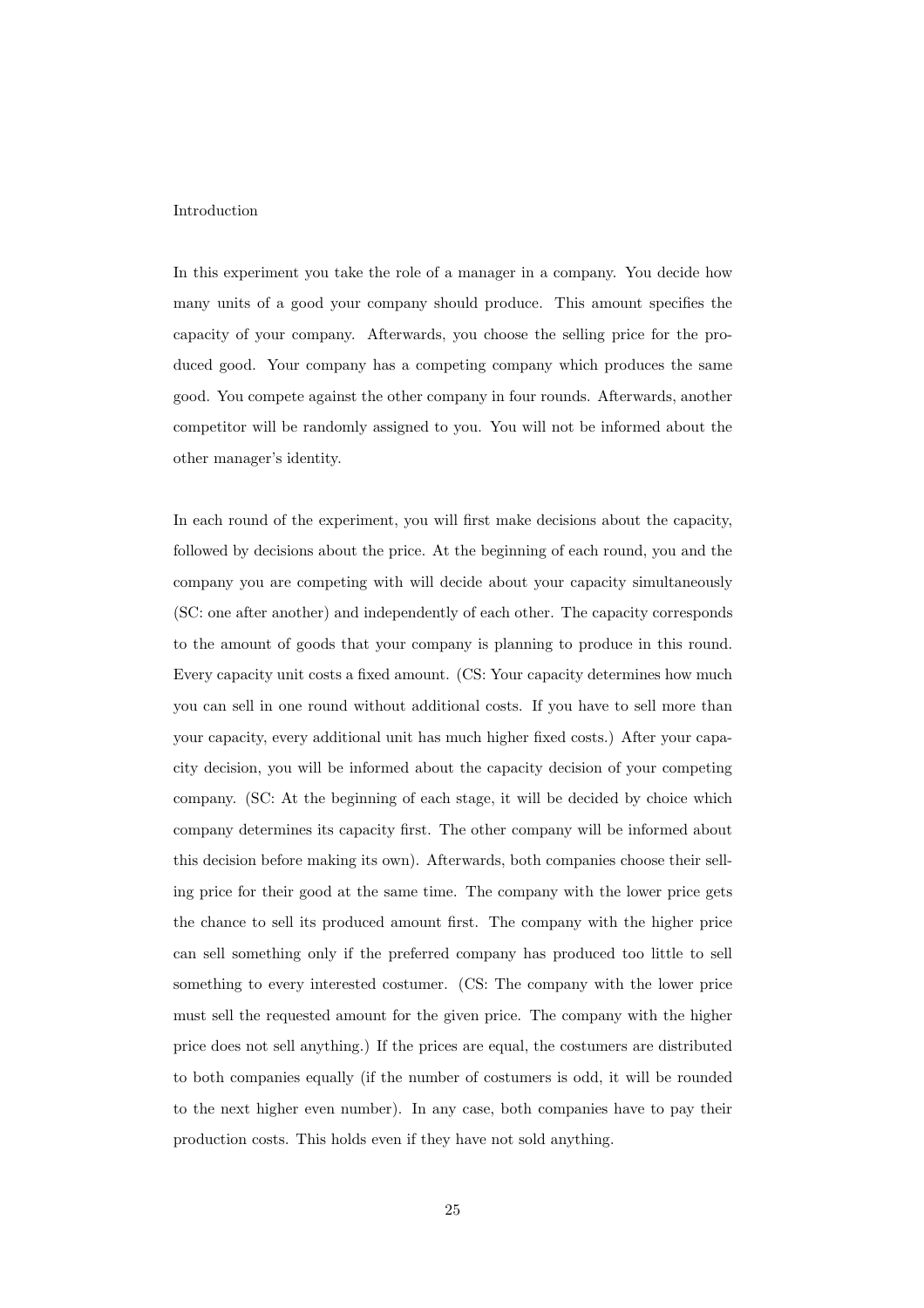Introduction

In this experiment you take the role of a manager in a company. You decide how many units of a good your company should produce. This amount specifies the capacity of your company. Afterwards, you choose the selling price for the produced good. Your company has a competing company which produces the same good. You compete against the other company in four rounds. Afterwards, another competitor will be randomly assigned to you. You will not be informed about the other manager's identity.

In each round of the experiment, you will first make decisions about the capacity, followed by decisions about the price. At the beginning of each round, you and the company you are competing with will decide about your capacity simultaneously (SC: one after another) and independently of each other. The capacity corresponds to the amount of goods that your company is planning to produce in this round. Every capacity unit costs a fixed amount. (CS: Your capacity determines how much you can sell in one round without additional costs. If you have to sell more than your capacity, every additional unit has much higher fixed costs.) After your capacity decision, you will be informed about the capacity decision of your competing company. (SC: At the beginning of each stage, it will be decided by choice which company determines its capacity first. The other company will be informed about this decision before making its own). Afterwards, both companies choose their selling price for their good at the same time. The company with the lower price gets the chance to sell its produced amount first. The company with the higher price can sell something only if the preferred company has produced too little to sell something to every interested costumer. (CS: The company with the lower price must sell the requested amount for the given price. The company with the higher price does not sell anything.) If the prices are equal, the costumers are distributed to both companies equally (if the number of costumers is odd, it will be rounded to the next higher even number). In any case, both companies have to pay their production costs. This holds even if they have not sold anything.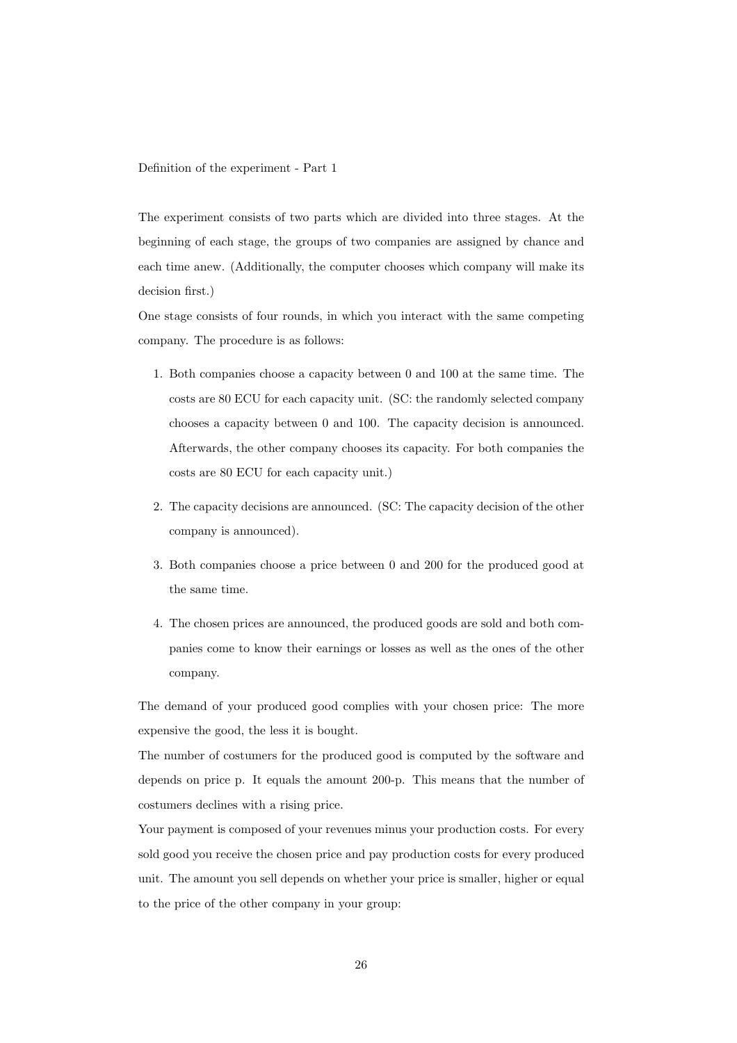Definition of the experiment - Part 1

The experiment consists of two parts which are divided into three stages. At the beginning of each stage, the groups of two companies are assigned by chance and each time anew. (Additionally, the computer chooses which company will make its decision first.)

One stage consists of four rounds, in which you interact with the same competing company. The procedure is as follows:

1. Both companies choose a capacity between 0 and 100 at the same time. The costs are 80 ECU for each capacity unit. (SC: the randomly selected company chooses a capacity between 0 and 100. The capacity decision is announced. Afterwards, the other company chooses its capacity. For both companies the costs are 80 ECU for each capacity unit.)

2. The capacity decisions are announced. (SC: The capacity decision of the other company is announced).

3. Both companies choose a price between 0 and 200 for the produced good at the same time.

4. The chosen prices are announced, the produced goods are sold and both companies come to know their earnings or losses as well as the ones of the other company.

The demand of your produced good complies with your chosen price: The more expensive the good, the less it is bought.

The number of costumers for the produced good is computed by the software and depends on price p. It equals the amount 200-p. This means that the number of costumers declines with a rising price.

Your payment is composed of your revenues minus your production costs. For every sold good you receive the chosen price and pay production costs for every produced unit. The amount you sell depends on whether your price is smaller, higher or equal to the price of the other company in your group: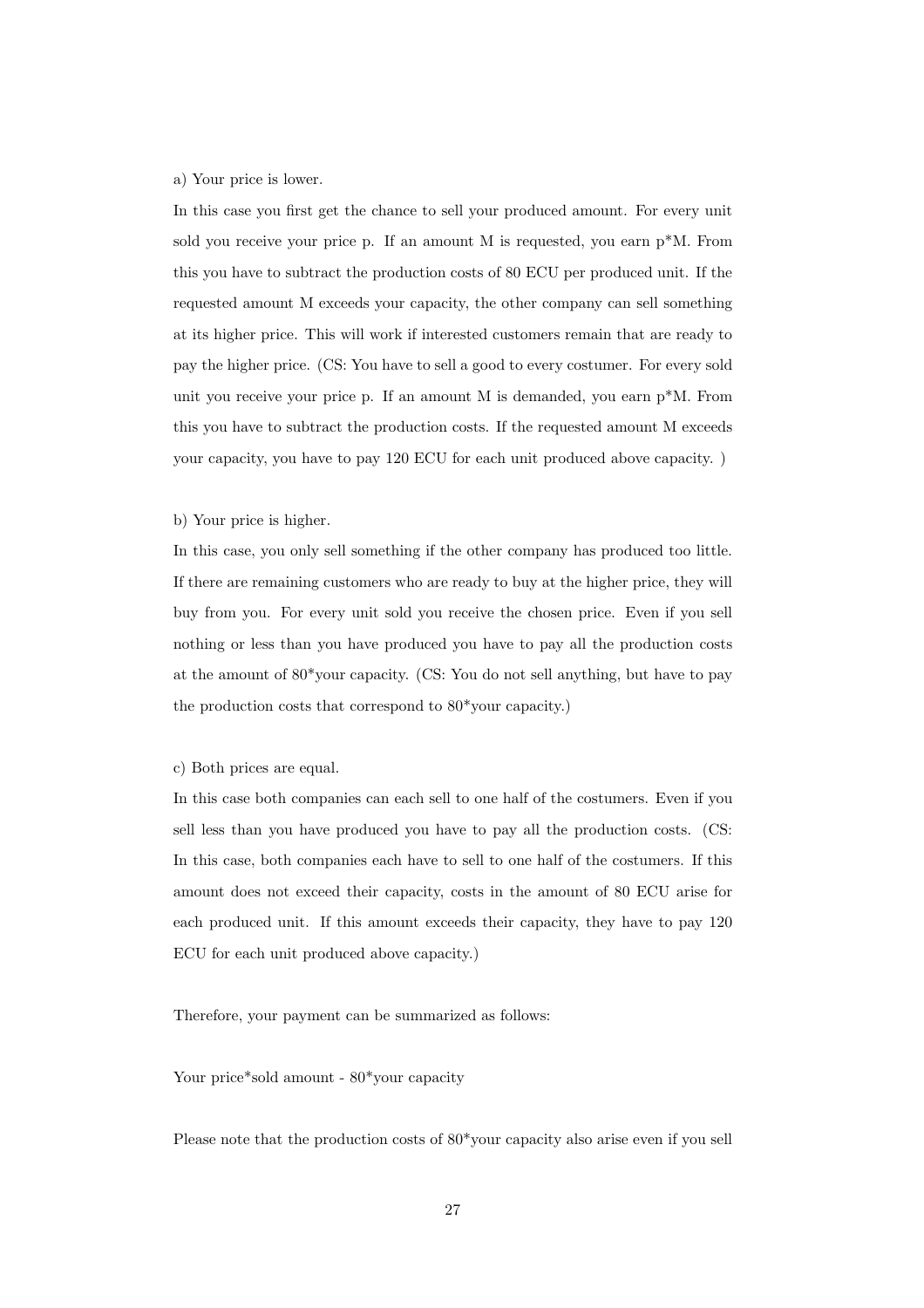a) Your price is lower.

In this case you first get the chance to sell your produced amount. For every unit sold you receive your price p. If an amount M is requested, you earn p*M. From this you have to subtract the production costs of 80 ECU per produced unit. If the requested amount M exceeds your capacity, the other company can sell something at its higher price. This will work if interested customers remain that are ready to pay the higher price. (CS: You have to sell a good to every costumer. For every sold unit you receive your price p. If an amount M is demanded, you earn p*M. From this you have to subtract the production costs. If the requested amount M exceeds your capacity, you have to pay 120 ECU for each unit produced above capacity. )

b) Your price is higher.

In this case, you only sell something if the other company has produced too little. If there are remaining customers who are ready to buy at the higher price, they will buy from you. For every unit sold you receive the chosen price. Even if you sell nothing or less than you have produced you have to pay all the production costs at the amount of 80*your capacity. (CS: You do not sell anything, but have to pay the production costs that correspond to 80*your capacity.)

c) Both prices are equal.

In this case both companies can each sell to one half of the costumers. Even if you sell less than you have produced you have to pay all the production costs. (CS: In this case, both companies each have to sell to one half of the costumers. If this amount does not exceed their capacity, costs in the amount of 80 ECU arise for each produced unit. If this amount exceeds their capacity, they have to pay 120 ECU for each unit produced above capacity.)

Therefore, your payment can be summarized as follows:

Your price*sold amount - 80*your capacity

Please note that the production costs of 80*your capacity also arise even if you sell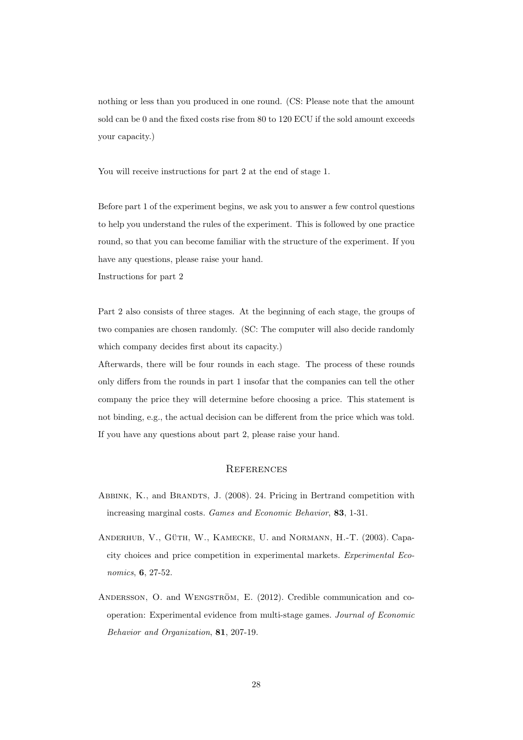nothing or less than you produced in one round. (CS: Please note that the amount sold can be 0 and the fixed costs rise from 80 to 120 ECU if the sold amount exceeds your capacity.)

You will receive instructions for part 2 at the end of stage 1.

Before part 1 of the experiment begins, we ask you to answer a few control questions to help you understand the rules of the experiment. This is followed by one practice round, so that you can become familiar with the structure of the experiment. If you have any questions, please raise your hand.

Instructions for part 2

Part 2 also consists of three stages. At the beginning of each stage, the groups of two companies are chosen randomly. (SC: The computer will also decide randomly which company decides first about its capacity.)

Afterwards, there will be four rounds in each stage. The process of these rounds only differs from the rounds in part 1 insofar that the companies can tell the other company the price they will determine before choosing a price. This statement is not binding, e.g., the actual decision can be different from the price which was told. If you have any questions about part 2, please raise your hand.

## References

Abbink, K., and Brandts, J. (2008). 24. Pricing in Bertrand competition with increasing marginal costs. *Games and Economic Behavior*, **83**, 1-31.

Anderhub, V., Güth, W., Kamecke, U. and Normann, H.-T. (2003). Capacity choices and price competition in experimental markets. *Experimental Economics*, **6**, 27-52.

Andersson, O. and Wengström, E. (2012). Credible communication and cooperation: Experimental evidence from multi-stage games. *Journal of Economic Behavior and Organization*, **81**, 207-19.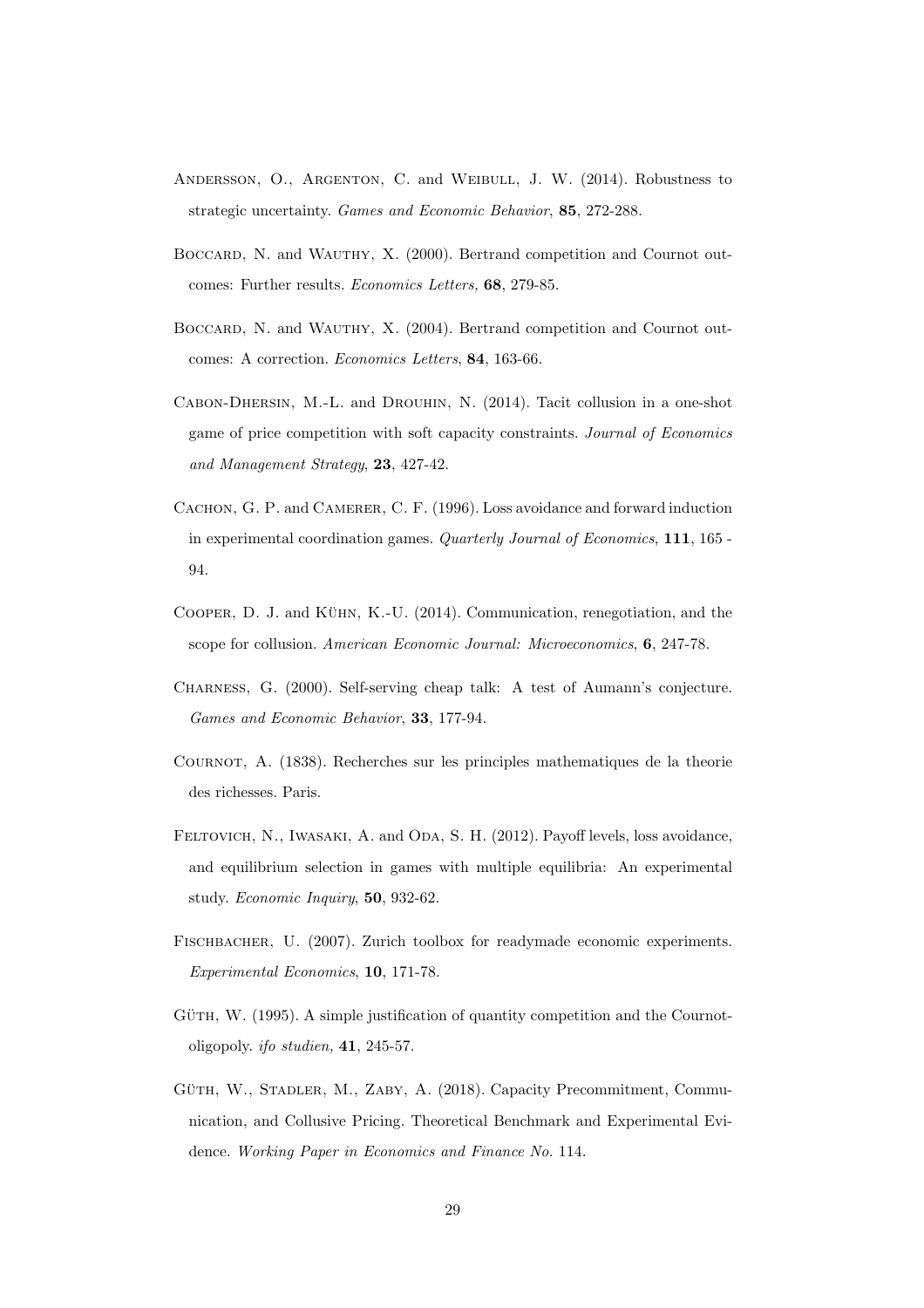Andersson, O., Argenton, C. and Weibull, J. W. (2014). Robustness to strategic uncertainty. *Games and Economic Behavior*, **85**, 272-288.

Boccard, N. and Wauthy, X. (2000). Bertrand competition and Cournot outcomes: Further results. *Economics Letters,* **68**, 279-85.

Boccard, N. and Wauthy, X. (2004). Bertrand competition and Cournot outcomes: A correction. *Economics Letters*, **84**, 163-66.

Cabon-Dhersin, M.-L. and Drouhin, N. (2014). Tacit collusion in a one-shot game of price competition with soft capacity constraints. *Journal of Economics and Management Strategy*, **23**, 427-42.

Cachon, G. P. and Camerer, C. F. (1996). Loss avoidance and forward induction in experimental coordination games. *Quarterly Journal of Economics*, **111**, 165 - 94.

Cooper, D. J. and Kühn, K.-U. (2014). Communication, renegotiation, and the scope for collusion. *American Economic Journal: Microeconomics*, **6**, 247-78.

Charness, G. (2000). Self-serving cheap talk: A test of Aumann's conjecture. *Games and Economic Behavior*, **33**, 177-94.

Cournot, A. (1838). Recherches sur les principles mathematiques de la theorie des richesses. Paris.

Feltovich, N., Iwasaki, A. and Oda, S. H. (2012). Payoff levels, loss avoidance, and equilibrium selection in games with multiple equilibria: An experimental study. *Economic Inquiry*, **50**, 932-62.

Fischbacher, U. (2007). Zurich toolbox for readymade economic experiments. *Experimental Economics*, **10**, 171-78.

Güth, W. (1995). A simple justification of quantity competition and the Cournot-oligopoly. *ifo studien,* **41**, 245-57.

Güth, W., Stadler, M., Zaby, A. (2018). Capacity Precommitment, Communication, and Collusive Pricing. Theoretical Benchmark and Experimental Evidence. *Working Paper in Economics and Finance No.* 114.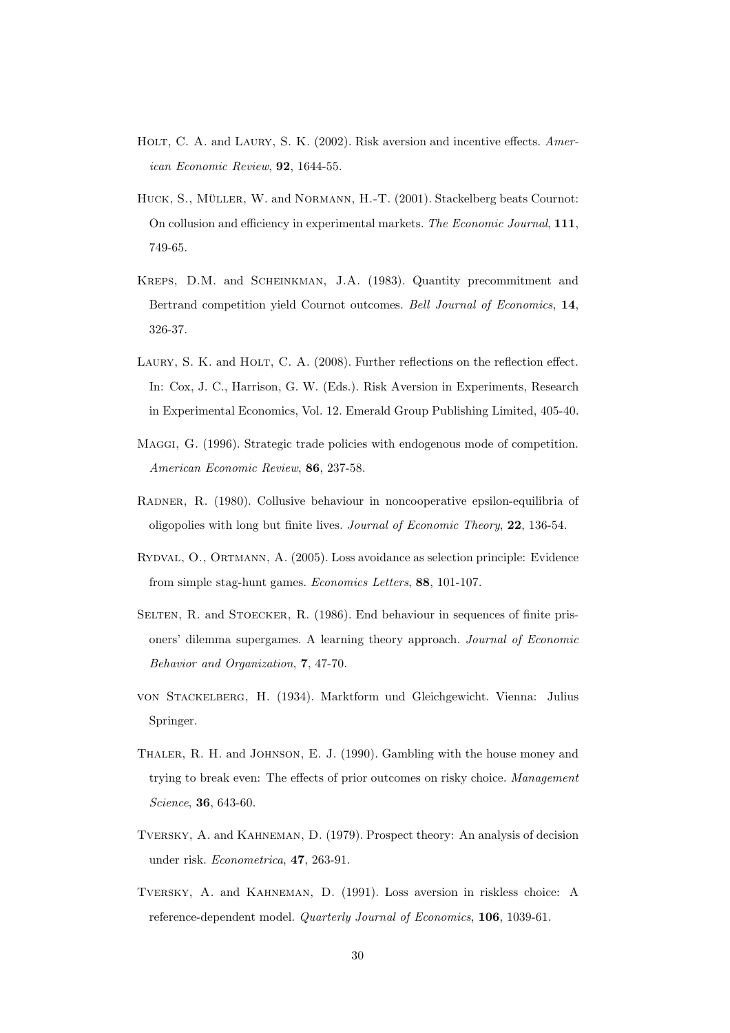Holt, C. A. and Laury, S. K. (2002). Risk aversion and incentive effects. *American Economic Review*, **92**, 1644-55.

Huck, S., Müller, W. and Normann, H.-T. (2001). Stackelberg beats Cournot: On collusion and efficiency in experimental markets. *The Economic Journal*, **111**, 749-65.

Kreps, D.M. and Scheinkman, J.A. (1983). Quantity precommitment and Bertrand competition yield Cournot outcomes. *Bell Journal of Economics*, **14**, 326-37.

Laury, S. K. and Holt, C. A. (2008). Further reflections on the reflection effect. In: Cox, J. C., Harrison, G. W. (Eds.). Risk Aversion in Experiments, Research in Experimental Economics, Vol. 12. Emerald Group Publishing Limited, 405-40.

Maggi, G. (1996). Strategic trade policies with endogenous mode of competition. *American Economic Review*, **86**, 237-58.

Radner, R. (1980). Collusive behaviour in noncooperative epsilon-equilibria of oligopolies with long but finite lives. *Journal of Economic Theory*, **22**, 136-54.

Rydval, O., Ortmann, A. (2005). Loss avoidance as selection principle: Evidence from simple stag-hunt games. *Economics Letters*, **88**, 101-107.

Selten, R. and Stoecker, R. (1986). End behaviour in sequences of finite prisoners' dilemma supergames. A learning theory approach. *Journal of Economic Behavior and Organization*, **7**, 47-70.

von Stackelberg, H. (1934). Marktform und Gleichgewicht. Vienna: Julius Springer.

Thaler, R. H. and Johnson, E. J. (1990). Gambling with the house money and trying to break even: The effects of prior outcomes on risky choice. *Management Science*, **36**, 643-60.

Tversky, A. and Kahneman, D. (1979). Prospect theory: An analysis of decision under risk. *Econometrica*, **47**, 263-91.

Tversky, A. and Kahneman, D. (1991). Loss aversion in riskless choice: A reference-dependent model. *Quarterly Journal of Economics*, **106**, 1039-61.